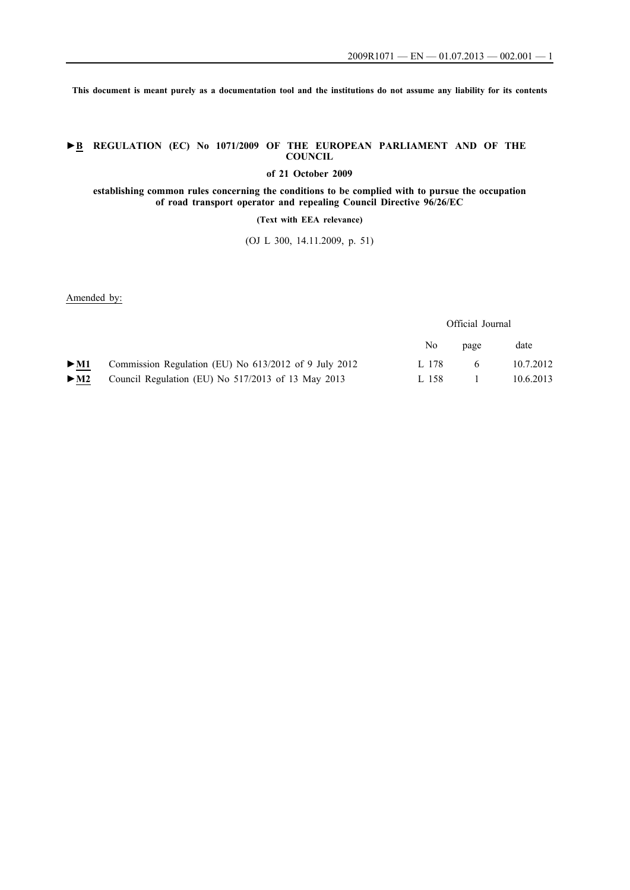**This document is meant purely as a documentation tool and the institutions do not assume any liability for its contents**

# ►B REGULATION (EC) No 1071/2009 OF THE EUROPEAN PARLIAMENT AND OF THE COUNCIL

**of 21 October 2009**

**establishing common rules concerning the conditions to be complied with to pursue the occupation of road transport operator and repealing Council Directive 96/26/EC**

**(Text with EEA relevance)**

(OJ L 300, 14.11.2009, p. 51)

Amended by:

| | | Official Journal | | |
|---|---|---|---|---|
| | | No | page | date |
| ►M1 | Commission Regulation (EU) No 613/2012 of 9 July 2012 | L 178 | 6 | 10.7.2012 |
| ►M2 | Council Regulation (EU) No 517/2013 of 13 May 2013 | L 158 | 1 | 10.6.2013 |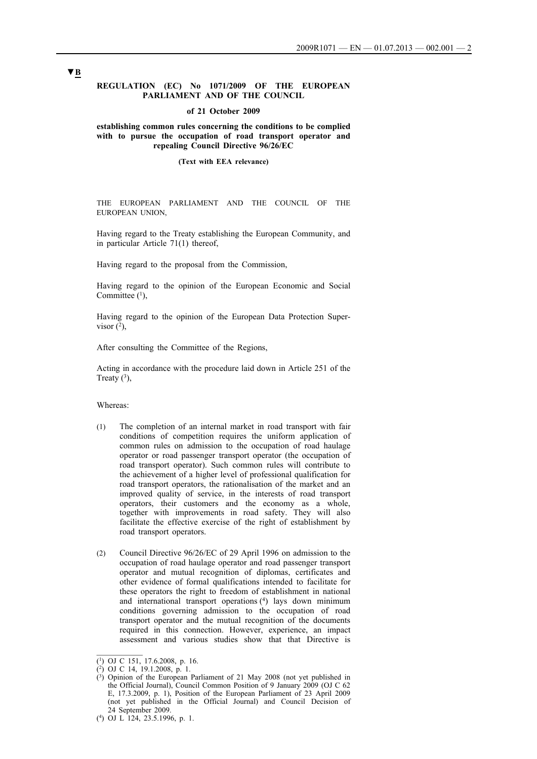▼B

**REGULATION (EC) No 1071/2009 OF THE EUROPEAN PARLIAMENT AND OF THE COUNCIL**

**of 21 October 2009**

**establishing common rules concerning the conditions to be complied with to pursue the occupation of road transport operator and repealing Council Directive 96/26/EC**

**(Text with EEA relevance)**

THE EUROPEAN PARLIAMENT AND THE COUNCIL OF THE EUROPEAN UNION,

Having regard to the Treaty establishing the European Community, and in particular Article 71(1) thereof,

Having regard to the proposal from the Commission,

Having regard to the opinion of the European Economic and Social Committee [1],

Having regard to the opinion of the European Data Protection Supervisor [2],

After consulting the Committee of the Regions,

Acting in accordance with the procedure laid down in Article 251 of the Treaty [3],

Whereas:

(1) The completion of an internal market in road transport with fair conditions of competition requires the uniform application of common rules on admission to the occupation of road haulage operator or road passenger transport operator (the occupation of road transport operator). Such common rules will contribute to the achievement of a higher level of professional qualification for road transport operators, the rationalisation of the market and an improved quality of service, in the interests of road transport operators, their customers and the economy as a whole, together with improvements in road safety. They will also facilitate the effective exercise of the right of establishment by road transport operators.

(2) Council Directive 96/26/EC of 29 April 1996 on admission to the occupation of road haulage operator and road passenger transport operator and mutual recognition of diplomas, certificates and other evidence of formal qualifications intended to facilitate for these operators the right to freedom of establishment in national and international transport operations [4] lays down minimum conditions governing admission to the occupation of road transport operator and the mutual recognition of the documents required in this connection. However, experience, an impact assessment and various studies show that that Directive is

---

[1] OJ C 151, 17.6.2008, p. 16.

[2] OJ C 14, 19.1.2008, p. 1.

[3] Opinion of the European Parliament of 21 May 2008 (not yet published in the Official Journal), Council Common Position of 9 January 2009 (OJ C 62 E, 17.3.2009, p. 1), Position of the European Parliament of 23 April 2009 (not yet published in the Official Journal) and Council Decision of 24 September 2009.

[4] OJ L 124, 23.5.1996, p. 1.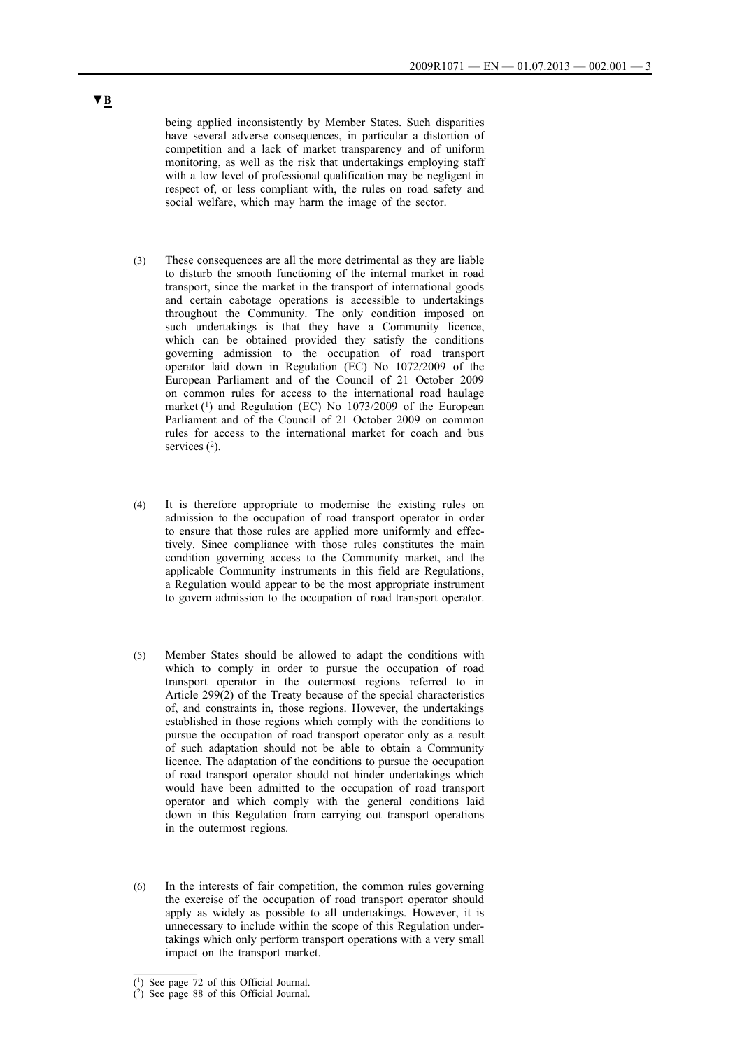▼B

being applied inconsistently by Member States. Such disparities have several adverse consequences, in particular a distortion of competition and a lack of market transparency and of uniform monitoring, as well as the risk that undertakings employing staff with a low level of professional qualification may be negligent in respect of, or less compliant with, the rules on road safety and social welfare, which may harm the image of the sector.

(3) These consequences are all the more detrimental as they are liable to disturb the smooth functioning of the internal market in road transport, since the market in the transport of international goods and certain cabotage operations is accessible to undertakings throughout the Community. The only condition imposed on such undertakings is that they have a Community licence, which can be obtained provided they satisfy the conditions governing admission to the occupation of road transport operator laid down in Regulation (EC) No 1072/2009 of the European Parliament and of the Council of 21 October 2009 on common rules for access to the international road haulage market [1] and Regulation (EC) No 1073/2009 of the European Parliament and of the Council of 21 October 2009 on common rules for access to the international market for coach and bus services [2].

(4) It is therefore appropriate to modernise the existing rules on admission to the occupation of road transport operator in order to ensure that those rules are applied more uniformly and effectively. Since compliance with those rules constitutes the main condition governing access to the Community market, and the applicable Community instruments in this field are Regulations, a Regulation would appear to be the most appropriate instrument to govern admission to the occupation of road transport operator.

(5) Member States should be allowed to adapt the conditions with which to comply in order to pursue the occupation of road transport operator in the outermost regions referred to in Article 299(2) of the Treaty because of the special characteristics of, and constraints in, those regions. However, the undertakings established in those regions which comply with the conditions to pursue the occupation of road transport operator only as a result of such adaptation should not be able to obtain a Community licence. The adaptation of the conditions to pursue the occupation of road transport operator should not hinder undertakings which would have been admitted to the occupation of road transport operator and which comply with the general conditions laid down in this Regulation from carrying out transport operations in the outermost regions.

(6) In the interests of fair competition, the common rules governing the exercise of the occupation of road transport operator should apply as widely as possible to all undertakings. However, it is unnecessary to include within the scope of this Regulation undertakings which only perform transport operations with a very small impact on the transport market.

[1] See page 72 of this Official Journal.

[2] See page 88 of this Official Journal.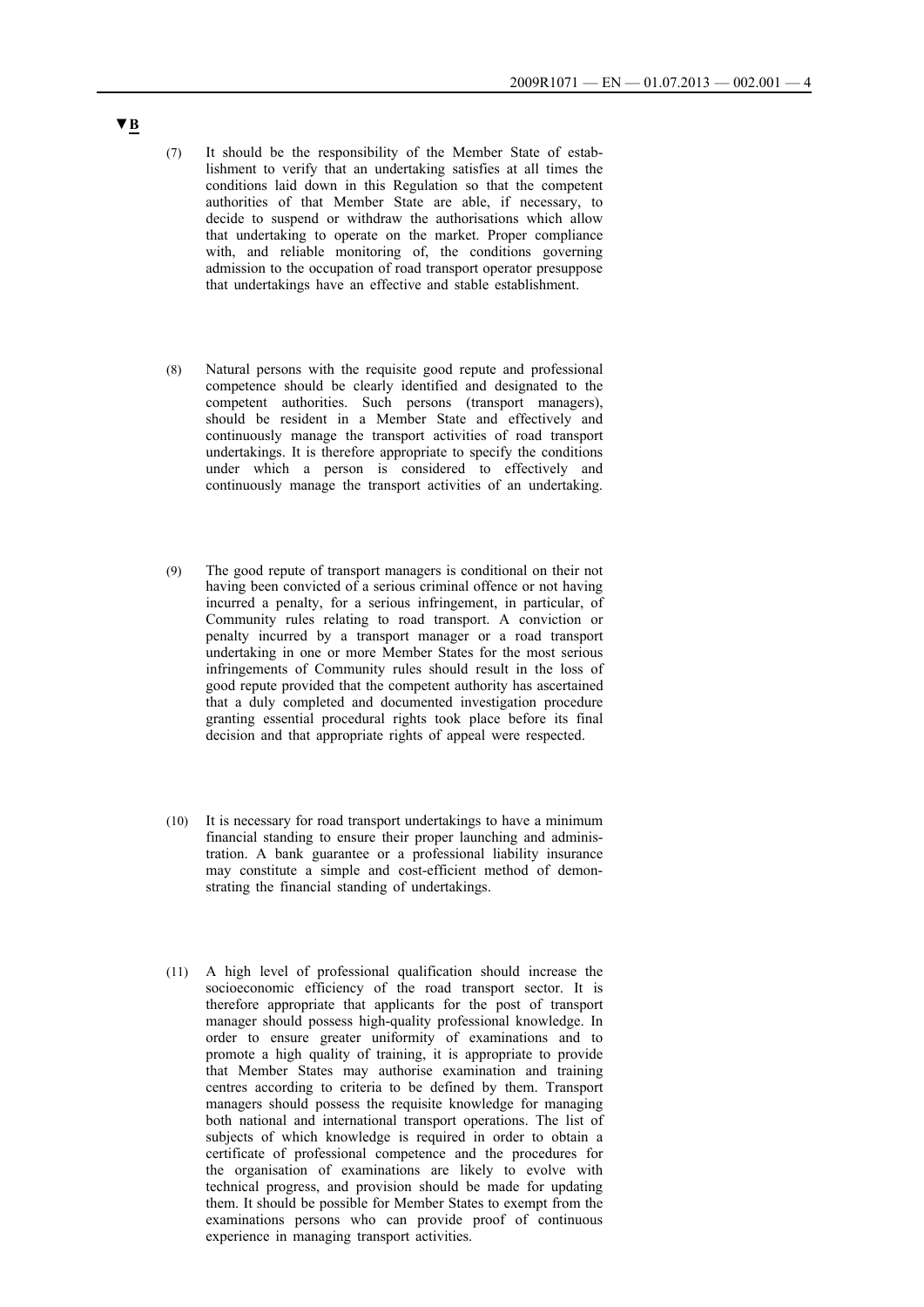**▼B**

(7) It should be the responsibility of the Member State of establishment to verify that an undertaking satisfies at all times the conditions laid down in this Regulation so that the competent authorities of that Member State are able, if necessary, to decide to suspend or withdraw the authorisations which allow that undertaking to operate on the market. Proper compliance with, and reliable monitoring of, the conditions governing admission to the occupation of road transport operator presuppose that undertakings have an effective and stable establishment.

(8) Natural persons with the requisite good repute and professional competence should be clearly identified and designated to the competent authorities. Such persons (transport managers), should be resident in a Member State and effectively and continuously manage the transport activities of road transport undertakings. It is therefore appropriate to specify the conditions under which a person is considered to effectively and continuously manage the transport activities of an undertaking.

(9) The good repute of transport managers is conditional on their not having been convicted of a serious criminal offence or not having incurred a penalty, for a serious infringement, in particular, of Community rules relating to road transport. A conviction or penalty incurred by a transport manager or a road transport undertaking in one or more Member States for the most serious infringements of Community rules should result in the loss of good repute provided that the competent authority has ascertained that a duly completed and documented investigation procedure granting essential procedural rights took place before its final decision and that appropriate rights of appeal were respected.

(10) It is necessary for road transport undertakings to have a minimum financial standing to ensure their proper launching and administration. A bank guarantee or a professional liability insurance may constitute a simple and cost-efficient method of demonstrating the financial standing of undertakings.

(11) A high level of professional qualification should increase the socioeconomic efficiency of the road transport sector. It is therefore appropriate that applicants for the post of transport manager should possess high-quality professional knowledge. In order to ensure greater uniformity of examinations and to promote a high quality of training, it is appropriate to provide that Member States may authorise examination and training centres according to criteria to be defined by them. Transport managers should possess the requisite knowledge for managing both national and international transport operations. The list of subjects of which knowledge is required in order to obtain a certificate of professional competence and the procedures for the organisation of examinations are likely to evolve with technical progress, and provision should be made for updating them. It should be possible for Member States to exempt from the examinations persons who can provide proof of continuous experience in managing transport activities.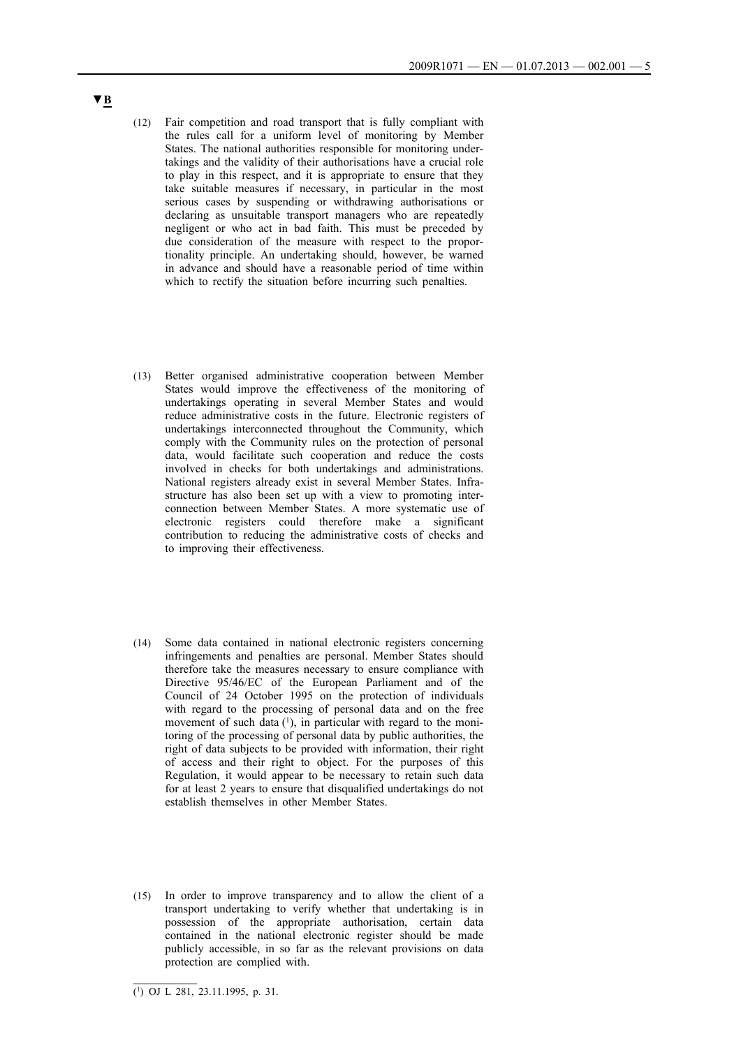▼B

(12) Fair competition and road transport that is fully compliant with the rules call for a uniform level of monitoring by Member States. The national authorities responsible for monitoring undertakings and the validity of their authorisations have a crucial role to play in this respect, and it is appropriate to ensure that they take suitable measures if necessary, in particular in the most serious cases by suspending or withdrawing authorisations or declaring as unsuitable transport managers who are repeatedly negligent or who act in bad faith. This must be preceded by due consideration of the measure with respect to the proportionality principle. An undertaking should, however, be warned in advance and should have a reasonable period of time within which to rectify the situation before incurring such penalties.

(13) Better organised administrative cooperation between Member States would improve the effectiveness of the monitoring of undertakings operating in several Member States and would reduce administrative costs in the future. Electronic registers of undertakings interconnected throughout the Community, which comply with the Community rules on the protection of personal data, would facilitate such cooperation and reduce the costs involved in checks for both undertakings and administrations. National registers already exist in several Member States. Infrastructure has also been set up with a view to promoting interconnection between Member States. A more systematic use of electronic registers could therefore make a significant contribution to reducing the administrative costs of checks and to improving their effectiveness.

(14) Some data contained in national electronic registers concerning infringements and penalties are personal. Member States should therefore take the measures necessary to ensure compliance with Directive 95/46/EC of the European Parliament and of the Council of 24 October 1995 on the protection of individuals with regard to the processing of personal data and on the free movement of such data (1), in particular with regard to the monitoring of the processing of personal data by public authorities, the right of data subjects to be provided with information, their right of access and their right to object. For the purposes of this Regulation, it would appear to be necessary to retain such data for at least 2 years to ensure that disqualified undertakings do not establish themselves in other Member States.

(15) In order to improve transparency and to allow the client of a transport undertaking to verify whether that undertaking is in possession of the appropriate authorisation, certain data contained in the national electronic register should be made publicly accessible, in so far as the relevant provisions on data protection are complied with.

---

(1) OJ L 281, 23.11.1995, p. 31.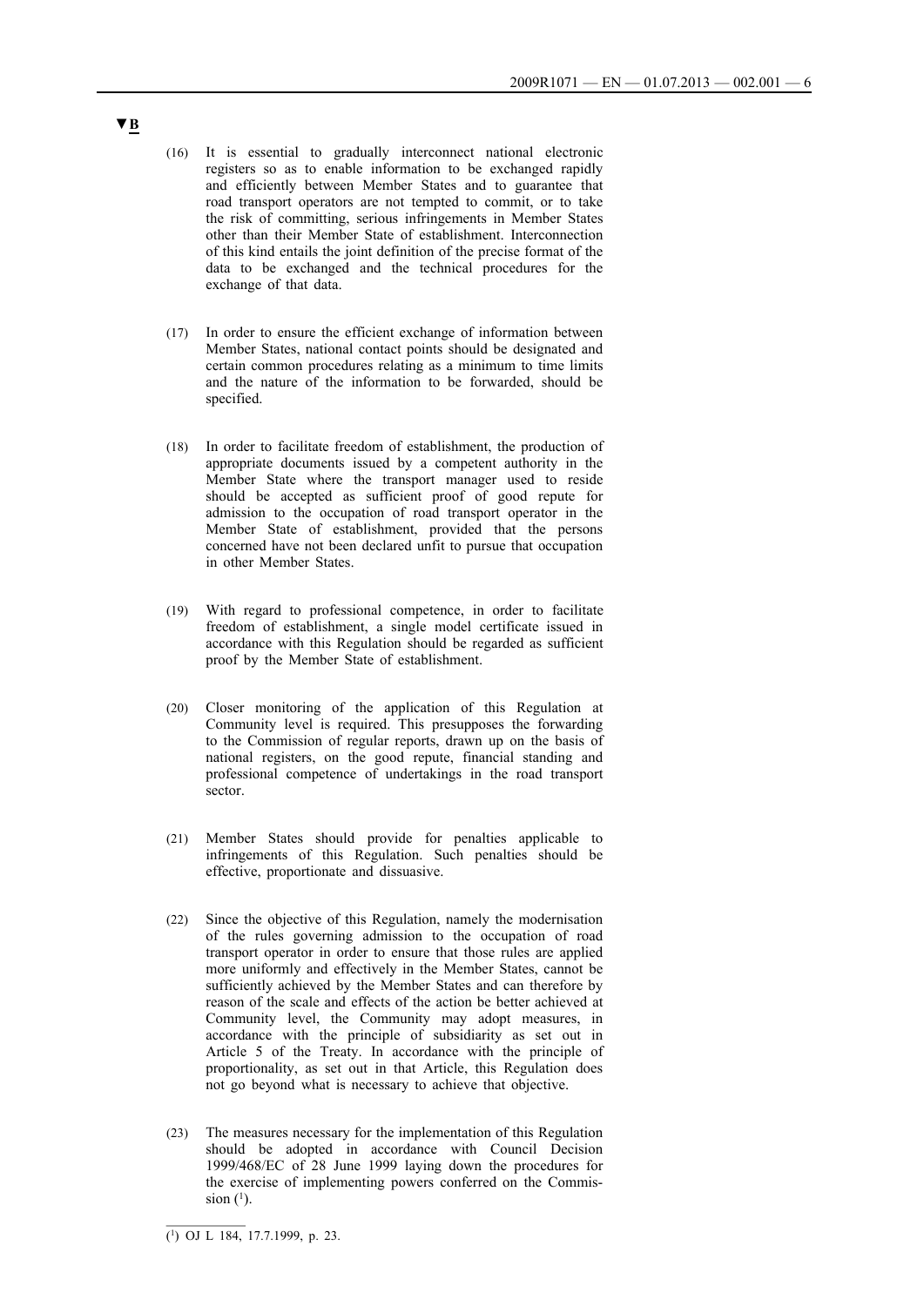▼B

(16) It is essential to gradually interconnect national electronic registers so as to enable information to be exchanged rapidly and efficiently between Member States and to guarantee that road transport operators are not tempted to commit, or to take the risk of committing, serious infringements in Member States other than their Member State of establishment. Interconnection of this kind entails the joint definition of the precise format of the data to be exchanged and the technical procedures for the exchange of that data.

(17) In order to ensure the efficient exchange of information between Member States, national contact points should be designated and certain common procedures relating as a minimum to time limits and the nature of the information to be forwarded, should be specified.

(18) In order to facilitate freedom of establishment, the production of appropriate documents issued by a competent authority in the Member State where the transport manager used to reside should be accepted as sufficient proof of good repute for admission to the occupation of road transport operator in the Member State of establishment, provided that the persons concerned have not been declared unfit to pursue that occupation in other Member States.

(19) With regard to professional competence, in order to facilitate freedom of establishment, a single model certificate issued in accordance with this Regulation should be regarded as sufficient proof by the Member State of establishment.

(20) Closer monitoring of the application of this Regulation at Community level is required. This presupposes the forwarding to the Commission of regular reports, drawn up on the basis of national registers, on the good repute, financial standing and professional competence of undertakings in the road transport sector.

(21) Member States should provide for penalties applicable to infringements of this Regulation. Such penalties should be effective, proportionate and dissuasive.

(22) Since the objective of this Regulation, namely the modernisation of the rules governing admission to the occupation of road transport operator in order to ensure that those rules are applied more uniformly and effectively in the Member States, cannot be sufficiently achieved by the Member States and can therefore by reason of the scale and effects of the action be better achieved at Community level, the Community may adopt measures, in accordance with the principle of subsidiarity as set out in Article 5 of the Treaty. In accordance with the principle of proportionality, as set out in that Article, this Regulation does not go beyond what is necessary to achieve that objective.

(23) The measures necessary for the implementation of this Regulation should be adopted in accordance with Council Decision 1999/468/EC of 28 June 1999 laying down the procedures for the exercise of implementing powers conferred on the Commission [1].

---

[1] OJ L 184, 17.7.1999, p. 23.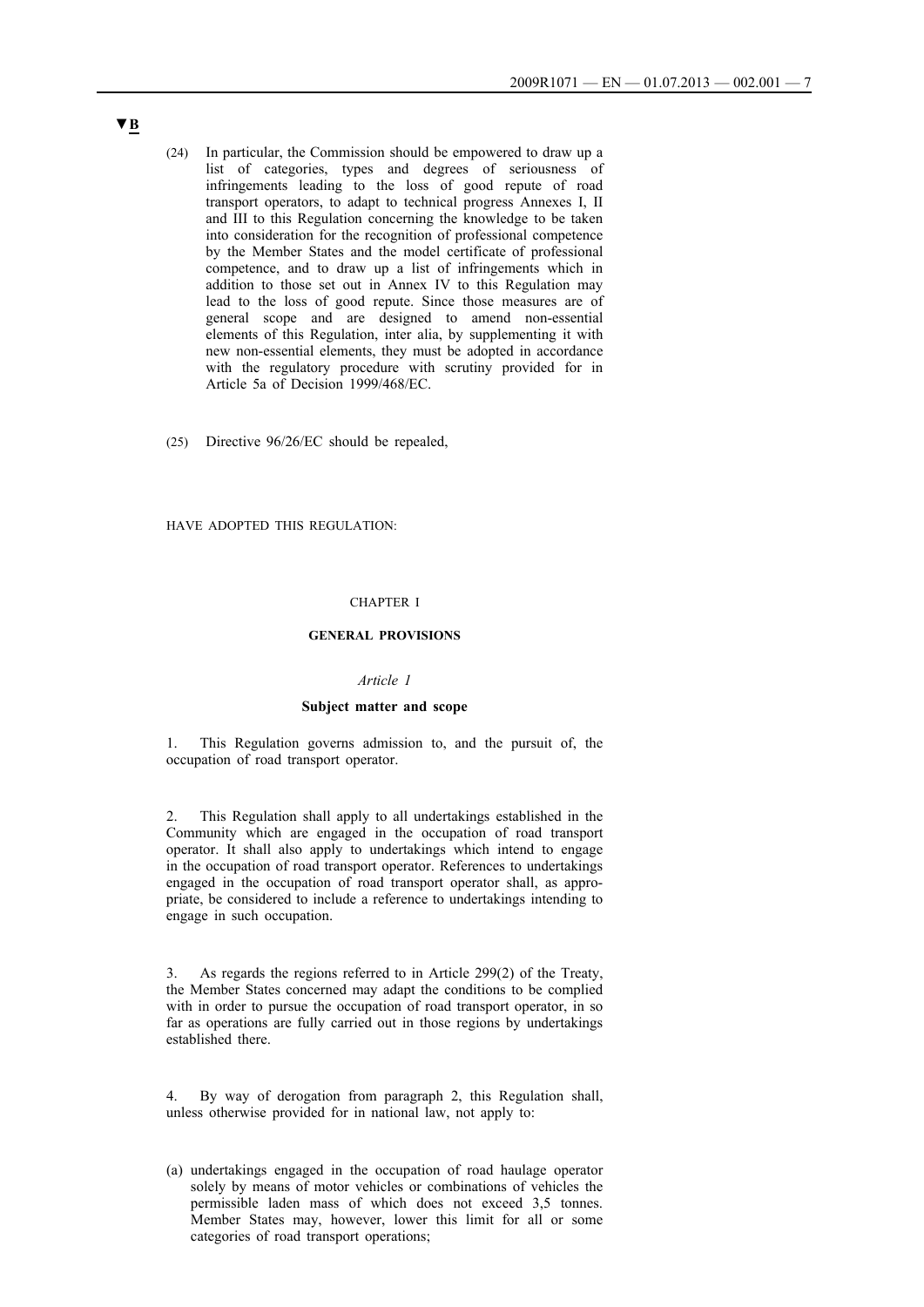**▼B**

(24) In particular, the Commission should be empowered to draw up a list of categories, types and degrees of seriousness of infringements leading to the loss of good repute of road transport operators, to adapt to technical progress Annexes I, II and III to this Regulation concerning the knowledge to be taken into consideration for the recognition of professional competence by the Member States and the model certificate of professional competence, and to draw up a list of infringements which in addition to those set out in Annex IV to this Regulation may lead to the loss of good repute. Since those measures are of general scope and are designed to amend non-essential elements of this Regulation, inter alia, by supplementing it with new non-essential elements, they must be adopted in accordance with the regulatory procedure with scrutiny provided for in Article 5a of Decision 1999/468/EC.

(25) Directive 96/26/EC should be repealed,

HAVE ADOPTED THIS REGULATION:

## CHAPTER I

## GENERAL PROVISIONS

### *Article 1*

### Subject matter and scope

1. This Regulation governs admission to, and the pursuit of, the occupation of road transport operator.

2. This Regulation shall apply to all undertakings established in the Community which are engaged in the occupation of road transport operator. It shall also apply to undertakings which intend to engage in the occupation of road transport operator. References to undertakings engaged in the occupation of road transport operator shall, as appropriate, be considered to include a reference to undertakings intending to engage in such occupation.

3. As regards the regions referred to in Article 299(2) of the Treaty, the Member States concerned may adapt the conditions to be complied with in order to pursue the occupation of road transport operator, in so far as operations are fully carried out in those regions by undertakings established there.

4. By way of derogation from paragraph 2, this Regulation shall, unless otherwise provided for in national law, not apply to:

(a) undertakings engaged in the occupation of road haulage operator solely by means of motor vehicles or combinations of vehicles the permissible laden mass of which does not exceed 3,5 tonnes. Member States may, however, lower this limit for all or some categories of road transport operations;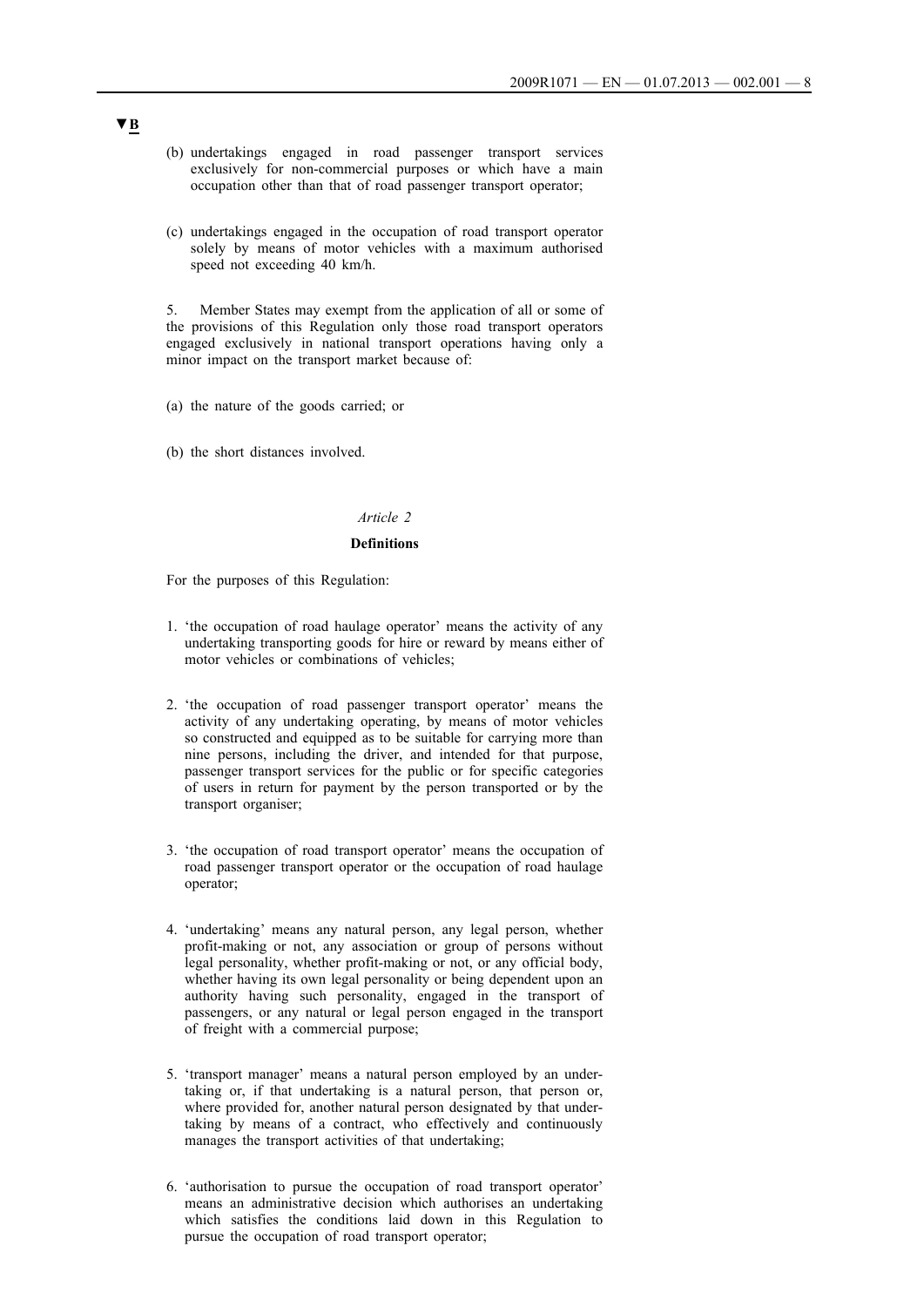▼B

(b) undertakings engaged in road passenger transport services exclusively for non-commercial purposes or which have a main occupation other than that of road passenger transport operator;

(c) undertakings engaged in the occupation of road transport operator solely by means of motor vehicles with a maximum authorised speed not exceeding 40 km/h.

5. Member States may exempt from the application of all or some of the provisions of this Regulation only those road transport operators engaged exclusively in national transport operations having only a minor impact on the transport market because of:

(a) the nature of the goods carried; or

(b) the short distances involved.

*Article 2*

**Definitions**

For the purposes of this Regulation:

1. 'the occupation of road haulage operator' means the activity of any undertaking transporting goods for hire or reward by means either of motor vehicles or combinations of vehicles;

2. 'the occupation of road passenger transport operator' means the activity of any undertaking operating, by means of motor vehicles so constructed and equipped as to be suitable for carrying more than nine persons, including the driver, and intended for that purpose, passenger transport services for the public or for specific categories of users in return for payment by the person transported or by the transport organiser;

3. 'the occupation of road transport operator' means the occupation of road passenger transport operator or the occupation of road haulage operator;

4. 'undertaking' means any natural person, any legal person, whether profit-making or not, any association or group of persons without legal personality, whether profit-making or not, or any official body, whether having its own legal personality or being dependent upon an authority having such personality, engaged in the transport of passengers, or any natural or legal person engaged in the transport of freight with a commercial purpose;

5. 'transport manager' means a natural person employed by an undertaking or, if that undertaking is a natural person, that person or, where provided for, another natural person designated by that undertaking by means of a contract, who effectively and continuously manages the transport activities of that undertaking;

6. 'authorisation to pursue the occupation of road transport operator' means an administrative decision which authorises an undertaking which satisfies the conditions laid down in this Regulation to pursue the occupation of road transport operator;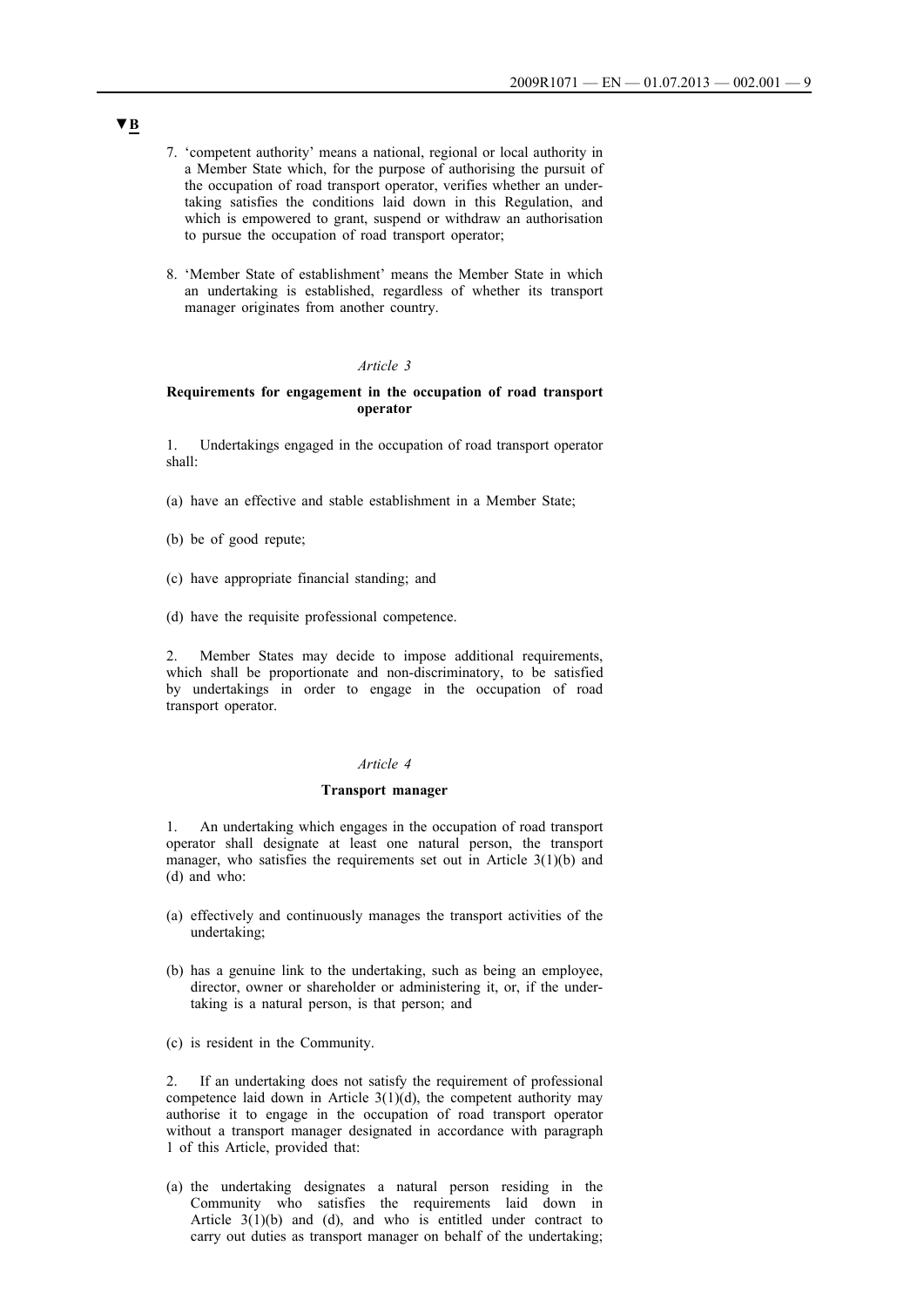▼B

7. 'competent authority' means a national, regional or local authority in a Member State which, for the purpose of authorising the pursuit of the occupation of road transport operator, verifies whether an undertaking satisfies the conditions laid down in this Regulation, and which is empowered to grant, suspend or withdraw an authorisation to pursue the occupation of road transport operator;

8. 'Member State of establishment' means the Member State in which an undertaking is established, regardless of whether its transport manager originates from another country.

*Article 3*

**Requirements for engagement in the occupation of road transport operator**

1. Undertakings engaged in the occupation of road transport operator shall:

(a) have an effective and stable establishment in a Member State;

(b) be of good repute;

(c) have appropriate financial standing; and

(d) have the requisite professional competence.

2. Member States may decide to impose additional requirements, which shall be proportionate and non-discriminatory, to be satisfied by undertakings in order to engage in the occupation of road transport operator.

*Article 4*

**Transport manager**

1. An undertaking which engages in the occupation of road transport operator shall designate at least one natural person, the transport manager, who satisfies the requirements set out in Article 3(1)(b) and (d) and who:

(a) effectively and continuously manages the transport activities of the undertaking;

(b) has a genuine link to the undertaking, such as being an employee, director, owner or shareholder or administering it, or, if the undertaking is a natural person, is that person; and

(c) is resident in the Community.

2. If an undertaking does not satisfy the requirement of professional competence laid down in Article 3(1)(d), the competent authority may authorise it to engage in the occupation of road transport operator without a transport manager designated in accordance with paragraph 1 of this Article, provided that:

(a) the undertaking designates a natural person residing in the Community who satisfies the requirements laid down in Article 3(1)(b) and (d), and who is entitled under contract to carry out duties as transport manager on behalf of the undertaking;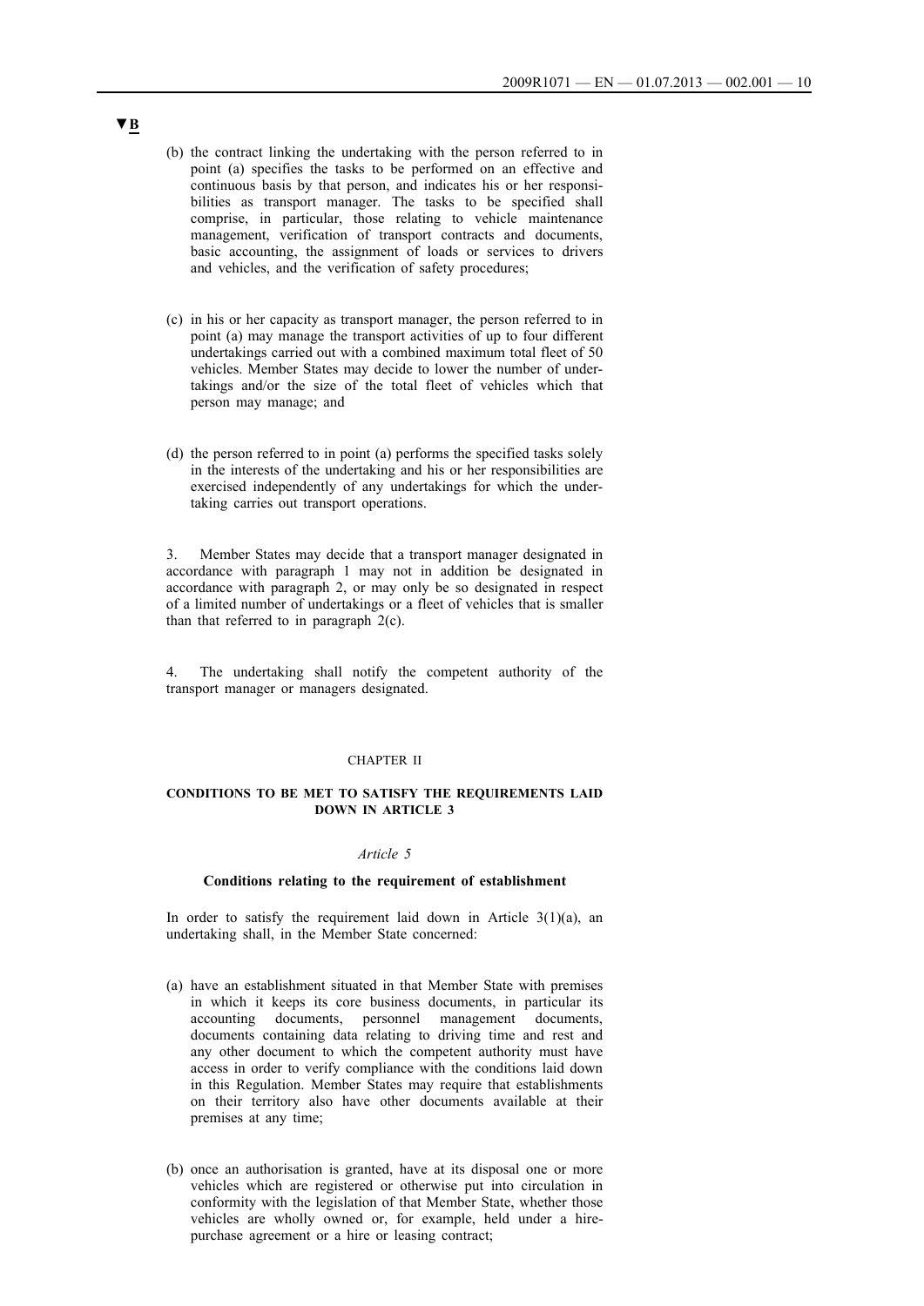▼B

(b) the contract linking the undertaking with the person referred to in point (a) specifies the tasks to be performed on an effective and continuous basis by that person, and indicates his or her responsibilities as transport manager. The tasks to be specified shall comprise, in particular, those relating to vehicle maintenance management, verification of transport contracts and documents, basic accounting, the assignment of loads or services to drivers and vehicles, and the verification of safety procedures;

(c) in his or her capacity as transport manager, the person referred to in point (a) may manage the transport activities of up to four different undertakings carried out with a combined maximum total fleet of 50 vehicles. Member States may decide to lower the number of undertakings and/or the size of the total fleet of vehicles which that person may manage; and

(d) the person referred to in point (a) performs the specified tasks solely in the interests of the undertaking and his or her responsibilities are exercised independently of any undertakings for which the undertaking carries out transport operations.

3. Member States may decide that a transport manager designated in accordance with paragraph 1 may not in addition be designated in accordance with paragraph 2, or may only be so designated in respect of a limited number of undertakings or a fleet of vehicles that is smaller than that referred to in paragraph 2(c).

4. The undertaking shall notify the competent authority of the transport manager or managers designated.

## CHAPTER II

## CONDITIONS TO BE MET TO SATISFY THE REQUIREMENTS LAID DOWN IN ARTICLE 3

### *Article 5*

### Conditions relating to the requirement of establishment

In order to satisfy the requirement laid down in Article 3(1)(a), an undertaking shall, in the Member State concerned:

(a) have an establishment situated in that Member State with premises in which it keeps its core business documents, in particular its accounting documents, personnel management documents, documents containing data relating to driving time and rest and any other document to which the competent authority must have access in order to verify compliance with the conditions laid down in this Regulation. Member States may require that establishments on their territory also have other documents available at their premises at any time;

(b) once an authorisation is granted, have at its disposal one or more vehicles which are registered or otherwise put into circulation in conformity with the legislation of that Member State, whether those vehicles are wholly owned or, for example, held under a hire-purchase agreement or a hire or leasing contract;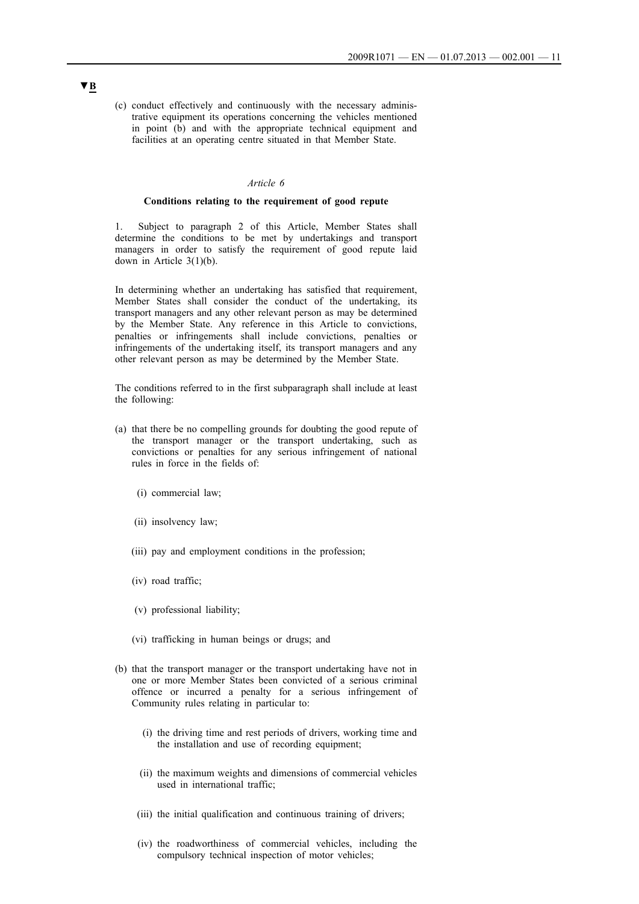▼B

(c) conduct effectively and continuously with the necessary administrative equipment its operations concerning the vehicles mentioned in point (b) and with the appropriate technical equipment and facilities at an operating centre situated in that Member State.

*Article 6*

**Conditions relating to the requirement of good repute**

1. Subject to paragraph 2 of this Article, Member States shall determine the conditions to be met by undertakings and transport managers in order to satisfy the requirement of good repute laid down in Article 3(1)(b).

In determining whether an undertaking has satisfied that requirement, Member States shall consider the conduct of the undertaking, its transport managers and any other relevant person as may be determined by the Member State. Any reference in this Article to convictions, penalties or infringements shall include convictions, penalties or infringements of the undertaking itself, its transport managers and any other relevant person as may be determined by the Member State.

The conditions referred to in the first subparagraph shall include at least the following:

(a) that there be no compelling grounds for doubting the good repute of the transport manager or the transport undertaking, such as convictions or penalties for any serious infringement of national rules in force in the fields of:

  (i) commercial law;

  (ii) insolvency law;

  (iii) pay and employment conditions in the profession;

  (iv) road traffic;

  (v) professional liability;

  (vi) trafficking in human beings or drugs; and

(b) that the transport manager or the transport undertaking have not in one or more Member States been convicted of a serious criminal offence or incurred a penalty for a serious infringement of Community rules relating in particular to:

  (i) the driving time and rest periods of drivers, working time and the installation and use of recording equipment;

  (ii) the maximum weights and dimensions of commercial vehicles used in international traffic;

  (iii) the initial qualification and continuous training of drivers;

  (iv) the roadworthiness of commercial vehicles, including the compulsory technical inspection of motor vehicles;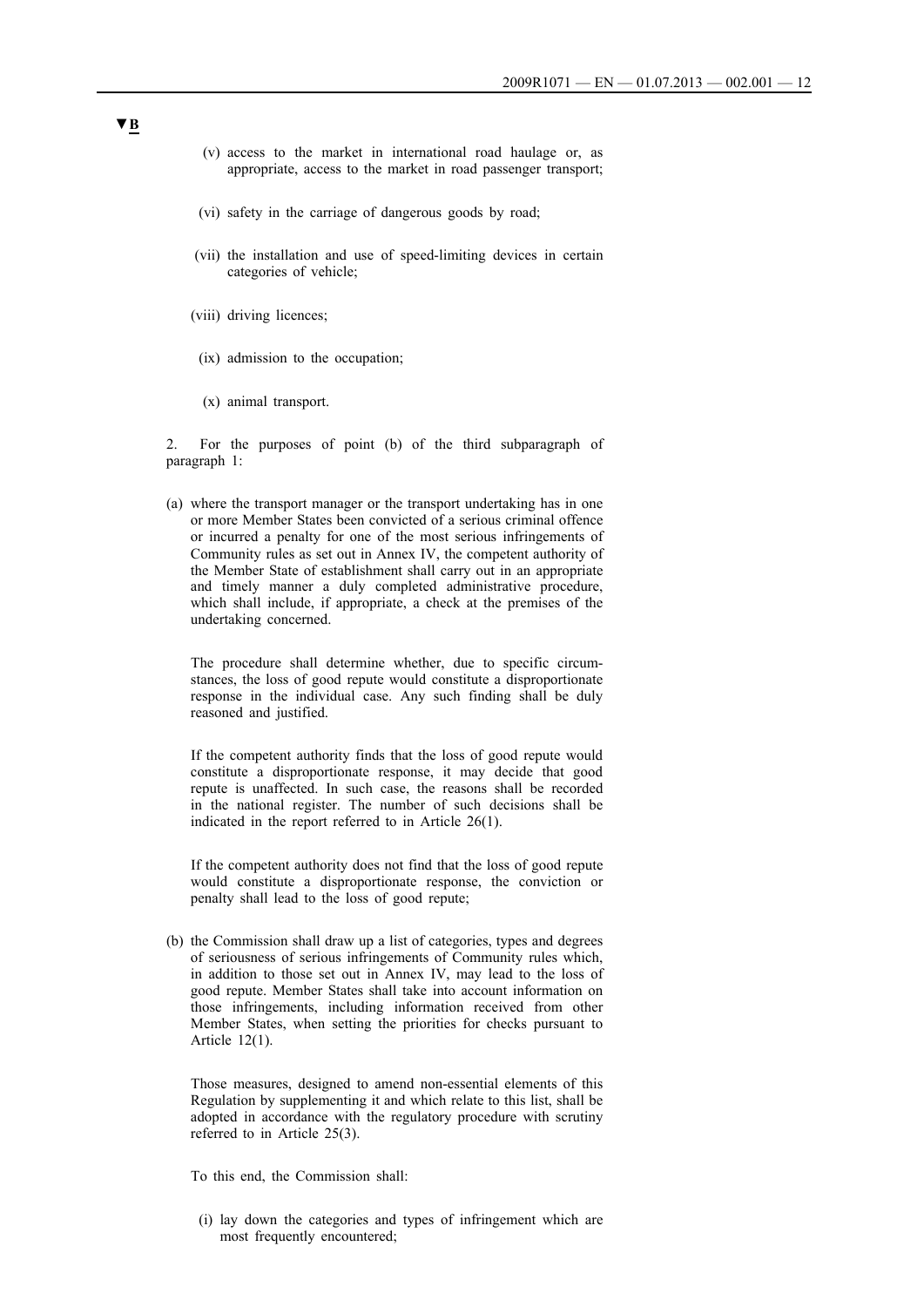▼B

(v) access to the market in international road haulage or, as appropriate, access to the market in road passenger transport;

(vi) safety in the carriage of dangerous goods by road;

(vii) the installation and use of speed-limiting devices in certain categories of vehicle;

(viii) driving licences;

(ix) admission to the occupation;

(x) animal transport.

2. For the purposes of point (b) of the third subparagraph of paragraph 1:

(a) where the transport manager or the transport undertaking has in one or more Member States been convicted of a serious criminal offence or incurred a penalty for one of the most serious infringements of Community rules as set out in Annex IV, the competent authority of the Member State of establishment shall carry out in an appropriate and timely manner a duly completed administrative procedure, which shall include, if appropriate, a check at the premises of the undertaking concerned.

The procedure shall determine whether, due to specific circumstances, the loss of good repute would constitute a disproportionate response in the individual case. Any such finding shall be duly reasoned and justified.

If the competent authority finds that the loss of good repute would constitute a disproportionate response, it may decide that good repute is unaffected. In such case, the reasons shall be recorded in the national register. The number of such decisions shall be indicated in the report referred to in Article 26(1).

If the competent authority does not find that the loss of good repute would constitute a disproportionate response, the conviction or penalty shall lead to the loss of good repute;

(b) the Commission shall draw up a list of categories, types and degrees of seriousness of serious infringements of Community rules which, in addition to those set out in Annex IV, may lead to the loss of good repute. Member States shall take into account information on those infringements, including information received from other Member States, when setting the priorities for checks pursuant to Article 12(1).

Those measures, designed to amend non-essential elements of this Regulation by supplementing it and which relate to this list, shall be adopted in accordance with the regulatory procedure with scrutiny referred to in Article 25(3).

To this end, the Commission shall:

(i) lay down the categories and types of infringement which are most frequently encountered;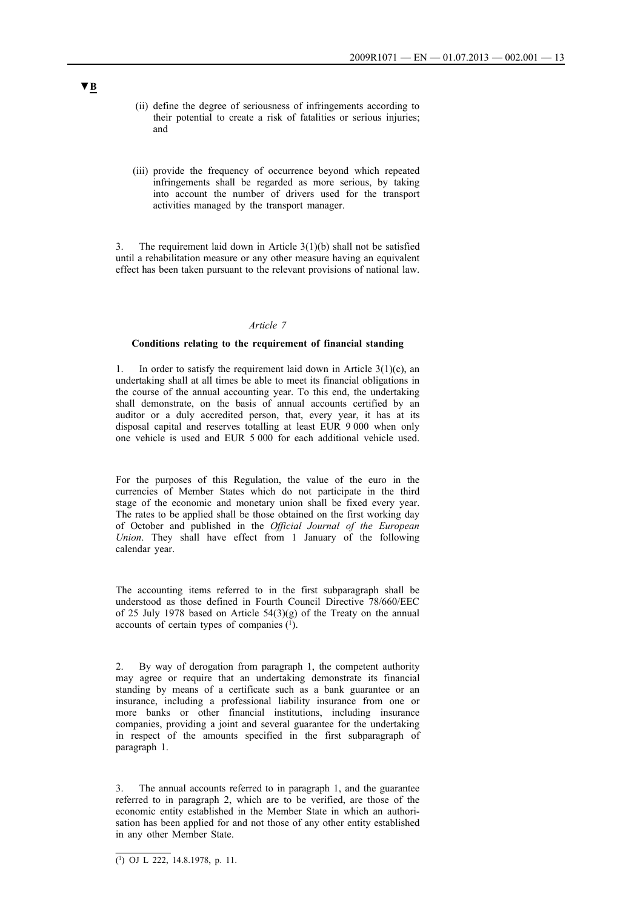▼B

(ii) define the degree of seriousness of infringements according to their potential to create a risk of fatalities or serious injuries; and

(iii) provide the frequency of occurrence beyond which repeated infringements shall be regarded as more serious, by taking into account the number of drivers used for the transport activities managed by the transport manager.

3. The requirement laid down in Article 3(1)(b) shall not be satisfied until a rehabilitation measure or any other measure having an equivalent effect has been taken pursuant to the relevant provisions of national law.

*Article 7*

**Conditions relating to the requirement of financial standing**

1. In order to satisfy the requirement laid down in Article 3(1)(c), an undertaking shall at all times be able to meet its financial obligations in the course of the annual accounting year. To this end, the undertaking shall demonstrate, on the basis of annual accounts certified by an auditor or a duly accredited person, that, every year, it has at its disposal capital and reserves totalling at least EUR 9 000 when only one vehicle is used and EUR 5 000 for each additional vehicle used.

For the purposes of this Regulation, the value of the euro in the currencies of Member States which do not participate in the third stage of the economic and monetary union shall be fixed every year. The rates to be applied shall be those obtained on the first working day of October and published in the *Official Journal of the European Union*. They shall have effect from 1 January of the following calendar year.

The accounting items referred to in the first subparagraph shall be understood as those defined in Fourth Council Directive 78/660/EEC of 25 July 1978 based on Article 54(3)(g) of the Treaty on the annual accounts of certain types of companies [1].

2. By way of derogation from paragraph 1, the competent authority may agree or require that an undertaking demonstrate its financial standing by means of a certificate such as a bank guarantee or an insurance, including a professional liability insurance from one or more banks or other financial institutions, including insurance companies, providing a joint and several guarantee for the undertaking in respect of the amounts specified in the first subparagraph of paragraph 1.

3. The annual accounts referred to in paragraph 1, and the guarantee referred to in paragraph 2, which are to be verified, are those of the economic entity established in the Member State in which an authorisation has been applied for and not those of any other entity established in any other Member State.

---

[1] OJ L 222, 14.8.1978, p. 11.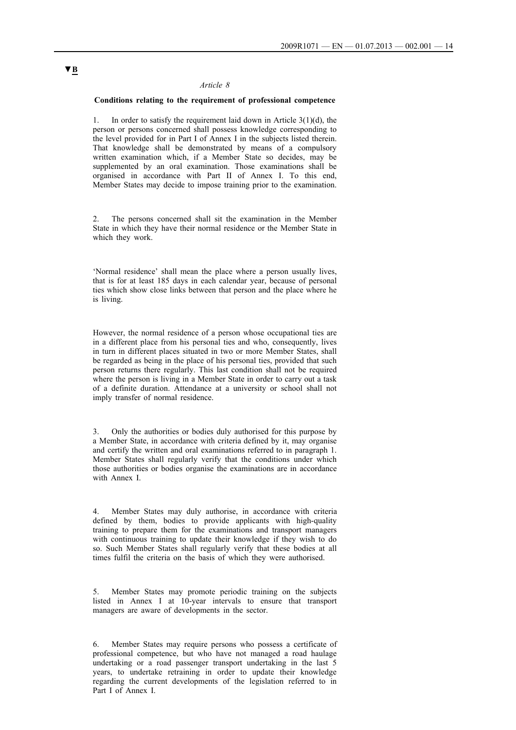▼B

*Article 8*

**Conditions relating to the requirement of professional competence**

1. In order to satisfy the requirement laid down in Article 3(1)(d), the person or persons concerned shall possess knowledge corresponding to the level provided for in Part I of Annex I in the subjects listed therein. That knowledge shall be demonstrated by means of a compulsory written examination which, if a Member State so decides, may be supplemented by an oral examination. Those examinations shall be organised in accordance with Part II of Annex I. To this end, Member States may decide to impose training prior to the examination.

2. The persons concerned shall sit the examination in the Member State in which they have their normal residence or the Member State in which they work.

'Normal residence' shall mean the place where a person usually lives, that is for at least 185 days in each calendar year, because of personal ties which show close links between that person and the place where he is living.

However, the normal residence of a person whose occupational ties are in a different place from his personal ties and who, consequently, lives in turn in different places situated in two or more Member States, shall be regarded as being in the place of his personal ties, provided that such person returns there regularly. This last condition shall not be required where the person is living in a Member State in order to carry out a task of a definite duration. Attendance at a university or school shall not imply transfer of normal residence.

3. Only the authorities or bodies duly authorised for this purpose by a Member State, in accordance with criteria defined by it, may organise and certify the written and oral examinations referred to in paragraph 1. Member States shall regularly verify that the conditions under which those authorities or bodies organise the examinations are in accordance with Annex I.

4. Member States may duly authorise, in accordance with criteria defined by them, bodies to provide applicants with high-quality training to prepare them for the examinations and transport managers with continuous training to update their knowledge if they wish to do so. Such Member States shall regularly verify that these bodies at all times fulfil the criteria on the basis of which they were authorised.

5. Member States may promote periodic training on the subjects listed in Annex I at 10-year intervals to ensure that transport managers are aware of developments in the sector.

6. Member States may require persons who possess a certificate of professional competence, but who have not managed a road haulage undertaking or a road passenger transport undertaking in the last 5 years, to undertake retraining in order to update their knowledge regarding the current developments of the legislation referred to in Part I of Annex I.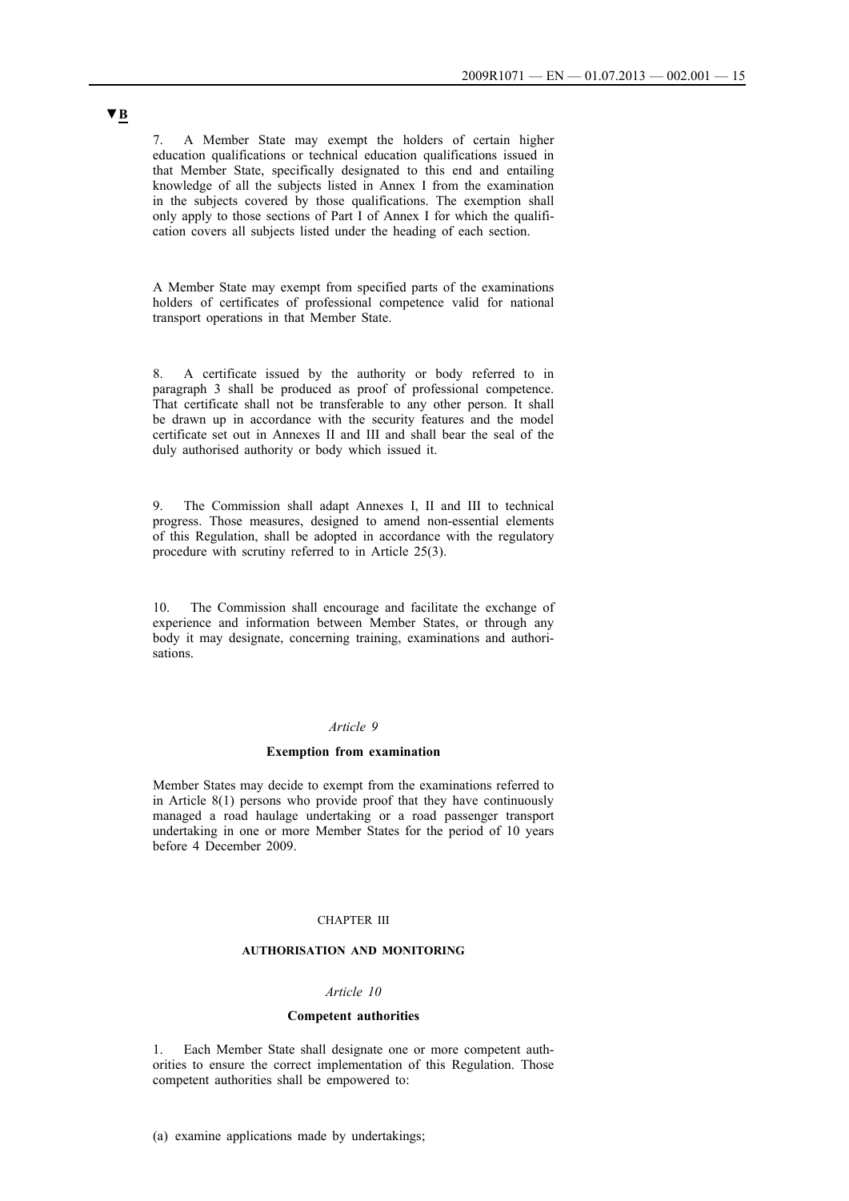▼B

7. A Member State may exempt the holders of certain higher education qualifications or technical education qualifications issued in that Member State, specifically designated to this end and entailing knowledge of all the subjects listed in Annex I from the examination in the subjects covered by those qualifications. The exemption shall only apply to those sections of Part I of Annex I for which the qualification covers all subjects listed under the heading of each section.

A Member State may exempt from specified parts of the examinations holders of certificates of professional competence valid for national transport operations in that Member State.

8. A certificate issued by the authority or body referred to in paragraph 3 shall be produced as proof of professional competence. That certificate shall not be transferable to any other person. It shall be drawn up in accordance with the security features and the model certificate set out in Annexes II and III and shall bear the seal of the duly authorised authority or body which issued it.

9. The Commission shall adapt Annexes I, II and III to technical progress. Those measures, designed to amend non-essential elements of this Regulation, shall be adopted in accordance with the regulatory procedure with scrutiny referred to in Article 25(3).

10. The Commission shall encourage and facilitate the exchange of experience and information between Member States, or through any body it may designate, concerning training, examinations and authorisations.

*Article 9*

**Exemption from examination**

Member States may decide to exempt from the examinations referred to in Article 8(1) persons who provide proof that they have continuously managed a road haulage undertaking or a road passenger transport undertaking in one or more Member States for the period of 10 years before 4 December 2009.

CHAPTER III

**AUTHORISATION AND MONITORING**

*Article 10*

**Competent authorities**

1. Each Member State shall designate one or more competent authorities to ensure the correct implementation of this Regulation. Those competent authorities shall be empowered to:

(a) examine applications made by undertakings;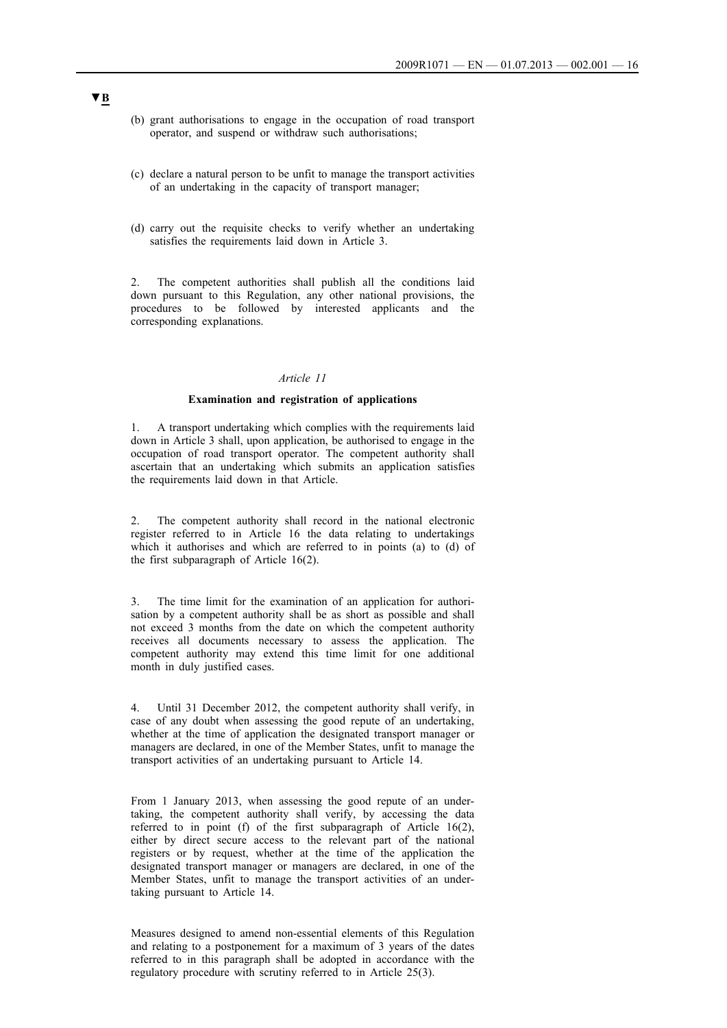▼B

(b) grant authorisations to engage in the occupation of road transport operator, and suspend or withdraw such authorisations;

(c) declare a natural person to be unfit to manage the transport activities of an undertaking in the capacity of transport manager;

(d) carry out the requisite checks to verify whether an undertaking satisfies the requirements laid down in Article 3.

2. The competent authorities shall publish all the conditions laid down pursuant to this Regulation, any other national provisions, the procedures to be followed by interested applicants and the corresponding explanations.

*Article 11*

**Examination and registration of applications**

1. A transport undertaking which complies with the requirements laid down in Article 3 shall, upon application, be authorised to engage in the occupation of road transport operator. The competent authority shall ascertain that an undertaking which submits an application satisfies the requirements laid down in that Article.

2. The competent authority shall record in the national electronic register referred to in Article 16 the data relating to undertakings which it authorises and which are referred to in points (a) to (d) of the first subparagraph of Article 16(2).

3. The time limit for the examination of an application for authorisation by a competent authority shall be as short as possible and shall not exceed 3 months from the date on which the competent authority receives all documents necessary to assess the application. The competent authority may extend this time limit for one additional month in duly justified cases.

4. Until 31 December 2012, the competent authority shall verify, in case of any doubt when assessing the good repute of an undertaking, whether at the time of application the designated transport manager or managers are declared, in one of the Member States, unfit to manage the transport activities of an undertaking pursuant to Article 14.

From 1 January 2013, when assessing the good repute of an undertaking, the competent authority shall verify, by accessing the data referred to in point (f) of the first subparagraph of Article 16(2), either by direct secure access to the relevant part of the national registers or by request, whether at the time of the application the designated transport manager or managers are declared, in one of the Member States, unfit to manage the transport activities of an undertaking pursuant to Article 14.

Measures designed to amend non-essential elements of this Regulation and relating to a postponement for a maximum of 3 years of the dates referred to in this paragraph shall be adopted in accordance with the regulatory procedure with scrutiny referred to in Article 25(3).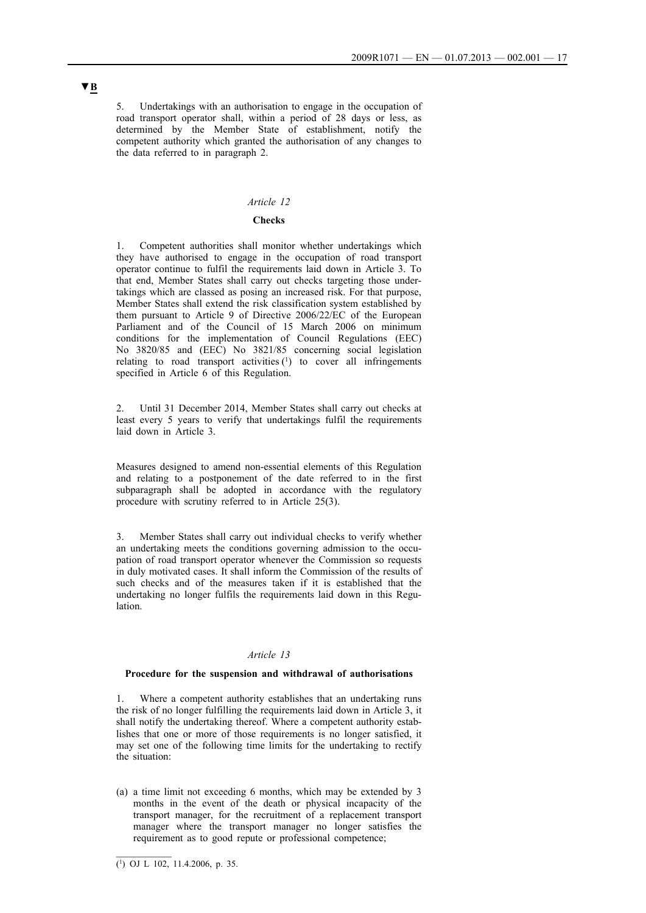▼B

5. Undertakings with an authorisation to engage in the occupation of road transport operator shall, within a period of 28 days or less, as determined by the Member State of establishment, notify the competent authority which granted the authorisation of any changes to the data referred to in paragraph 2.

*Article 12*

**Checks**

1. Competent authorities shall monitor whether undertakings which they have authorised to engage in the occupation of road transport operator continue to fulfil the requirements laid down in Article 3. To that end, Member States shall carry out checks targeting those undertakings which are classed as posing an increased risk. For that purpose, Member States shall extend the risk classification system established by them pursuant to Article 9 of Directive 2006/22/EC of the European Parliament and of the Council of 15 March 2006 on minimum conditions for the implementation of Council Regulations (EEC) No 3820/85 and (EEC) No 3821/85 concerning social legislation relating to road transport activities [1] to cover all infringements specified in Article 6 of this Regulation.

2. Until 31 December 2014, Member States shall carry out checks at least every 5 years to verify that undertakings fulfil the requirements laid down in Article 3.

Measures designed to amend non-essential elements of this Regulation and relating to a postponement of the date referred to in the first subparagraph shall be adopted in accordance with the regulatory procedure with scrutiny referred to in Article 25(3).

3. Member States shall carry out individual checks to verify whether an undertaking meets the conditions governing admission to the occupation of road transport operator whenever the Commission so requests in duly motivated cases. It shall inform the Commission of the results of such checks and of the measures taken if it is established that the undertaking no longer fulfils the requirements laid down in this Regulation.

*Article 13*

**Procedure for the suspension and withdrawal of authorisations**

1. Where a competent authority establishes that an undertaking runs the risk of no longer fulfilling the requirements laid down in Article 3, it shall notify the undertaking thereof. Where a competent authority establishes that one or more of those requirements is no longer satisfied, it may set one of the following time limits for the undertaking to rectify the situation:

(a) a time limit not exceeding 6 months, which may be extended by 3 months in the event of the death or physical incapacity of the transport manager, for the recruitment of a replacement transport manager where the transport manager no longer satisfies the requirement as to good repute or professional competence;

---

[1] OJ L 102, 11.4.2006, p. 35.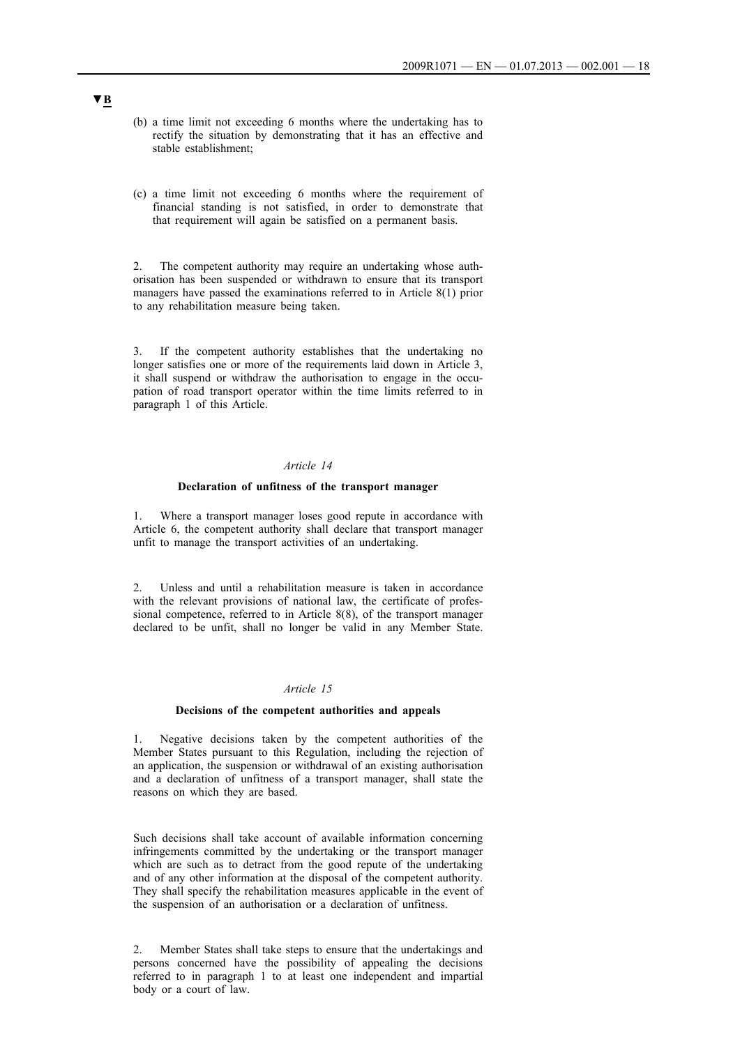▼B

(b) a time limit not exceeding 6 months where the undertaking has to rectify the situation by demonstrating that it has an effective and stable establishment;

(c) a time limit not exceeding 6 months where the requirement of financial standing is not satisfied, in order to demonstrate that that requirement will again be satisfied on a permanent basis.

2. The competent authority may require an undertaking whose authorisation has been suspended or withdrawn to ensure that its transport managers have passed the examinations referred to in Article 8(1) prior to any rehabilitation measure being taken.

3. If the competent authority establishes that the undertaking no longer satisfies one or more of the requirements laid down in Article 3, it shall suspend or withdraw the authorisation to engage in the occupation of road transport operator within the time limits referred to in paragraph 1 of this Article.

*Article 14*

**Declaration of unfitness of the transport manager**

1. Where a transport manager loses good repute in accordance with Article 6, the competent authority shall declare that transport manager unfit to manage the transport activities of an undertaking.

2. Unless and until a rehabilitation measure is taken in accordance with the relevant provisions of national law, the certificate of professional competence, referred to in Article 8(8), of the transport manager declared to be unfit, shall no longer be valid in any Member State.

*Article 15*

**Decisions of the competent authorities and appeals**

1. Negative decisions taken by the competent authorities of the Member States pursuant to this Regulation, including the rejection of an application, the suspension or withdrawal of an existing authorisation and a declaration of unfitness of a transport manager, shall state the reasons on which they are based.

Such decisions shall take account of available information concerning infringements committed by the undertaking or the transport manager which are such as to detract from the good repute of the undertaking and of any other information at the disposal of the competent authority. They shall specify the rehabilitation measures applicable in the event of the suspension of an authorisation or a declaration of unfitness.

2. Member States shall take steps to ensure that the undertakings and persons concerned have the possibility of appealing the decisions referred to in paragraph 1 to at least one independent and impartial body or a court of law.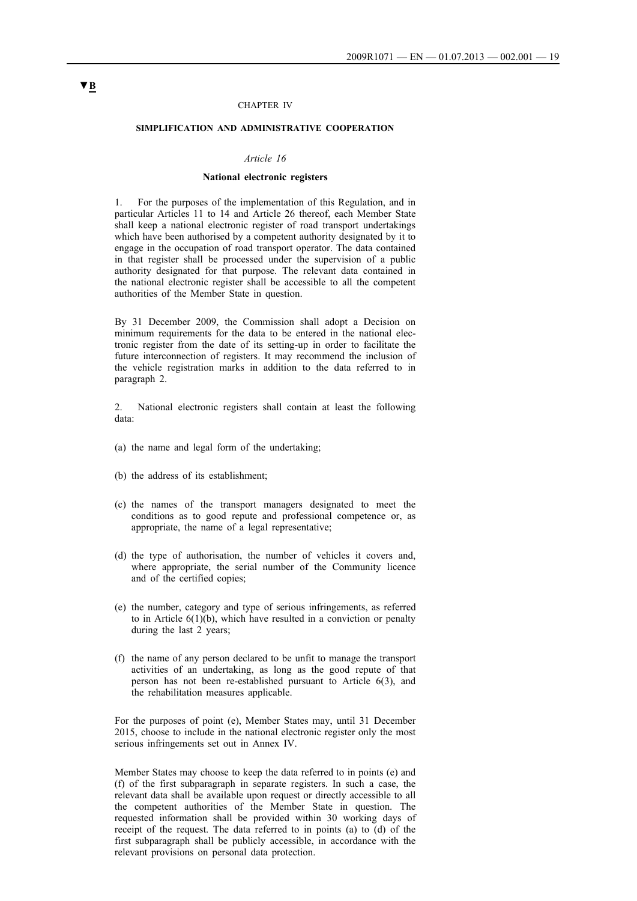▼B

CHAPTER IV

**SIMPLIFICATION AND ADMINISTRATIVE COOPERATION**

*Article 16*

**National electronic registers**

1. For the purposes of the implementation of this Regulation, and in particular Articles 11 to 14 and Article 26 thereof, each Member State shall keep a national electronic register of road transport undertakings which have been authorised by a competent authority designated by it to engage in the occupation of road transport operator. The data contained in that register shall be processed under the supervision of a public authority designated for that purpose. The relevant data contained in the national electronic register shall be accessible to all the competent authorities of the Member State in question.

By 31 December 2009, the Commission shall adopt a Decision on minimum requirements for the data to be entered in the national electronic register from the date of its setting-up in order to facilitate the future interconnection of registers. It may recommend the inclusion of the vehicle registration marks in addition to the data referred to in paragraph 2.

2. National electronic registers shall contain at least the following data:

(a) the name and legal form of the undertaking;

(b) the address of its establishment;

(c) the names of the transport managers designated to meet the conditions as to good repute and professional competence or, as appropriate, the name of a legal representative;

(d) the type of authorisation, the number of vehicles it covers and, where appropriate, the serial number of the Community licence and of the certified copies;

(e) the number, category and type of serious infringements, as referred to in Article 6(1)(b), which have resulted in a conviction or penalty during the last 2 years;

(f) the name of any person declared to be unfit to manage the transport activities of an undertaking, as long as the good repute of that person has not been re-established pursuant to Article 6(3), and the rehabilitation measures applicable.

For the purposes of point (e), Member States may, until 31 December 2015, choose to include in the national electronic register only the most serious infringements set out in Annex IV.

Member States may choose to keep the data referred to in points (e) and (f) of the first subparagraph in separate registers. In such a case, the relevant data shall be available upon request or directly accessible to all the competent authorities of the Member State in question. The requested information shall be provided within 30 working days of receipt of the request. The data referred to in points (a) to (d) of the first subparagraph shall be publicly accessible, in accordance with the relevant provisions on personal data protection.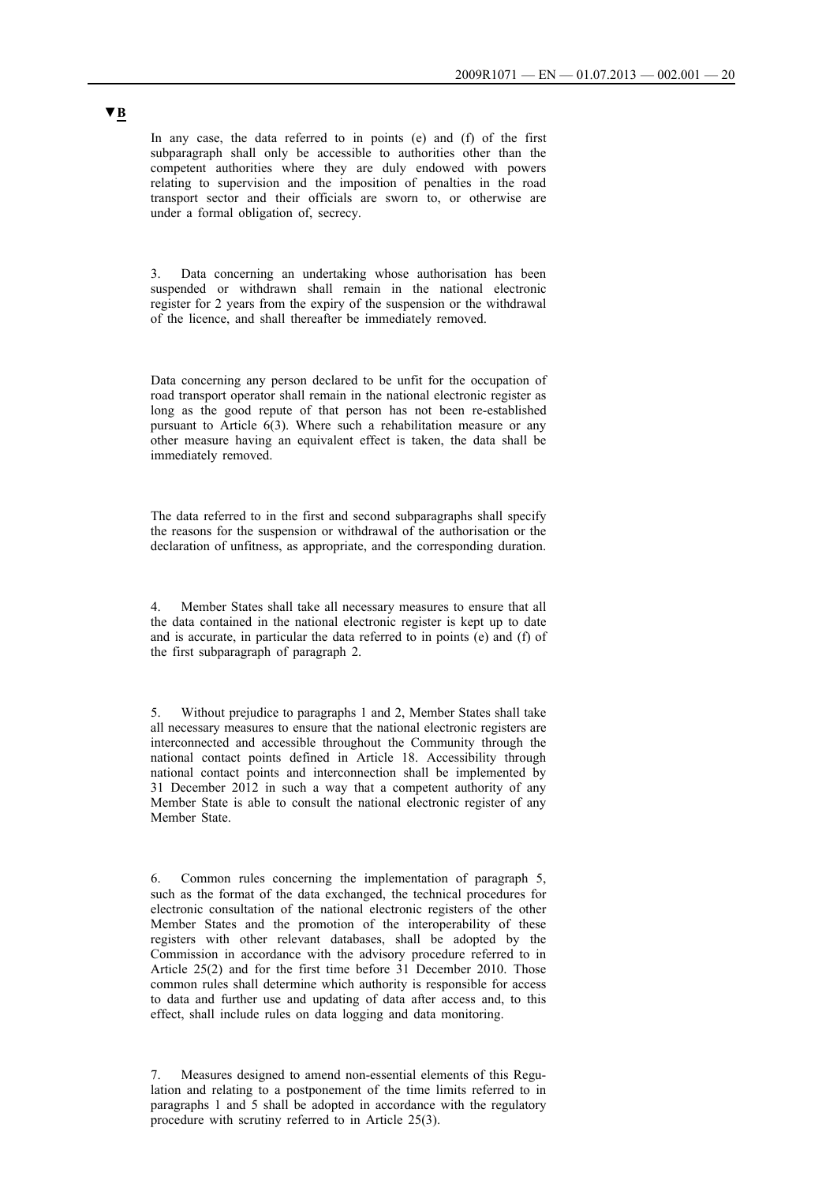▼B

In any case, the data referred to in points (e) and (f) of the first subparagraph shall only be accessible to authorities other than the competent authorities where they are duly endowed with powers relating to supervision and the imposition of penalties in the road transport sector and their officials are sworn to, or otherwise are under a formal obligation of, secrecy.

3. Data concerning an undertaking whose authorisation has been suspended or withdrawn shall remain in the national electronic register for 2 years from the expiry of the suspension or the withdrawal of the licence, and shall thereafter be immediately removed.

Data concerning any person declared to be unfit for the occupation of road transport operator shall remain in the national electronic register as long as the good repute of that person has not been re-established pursuant to Article 6(3). Where such a rehabilitation measure or any other measure having an equivalent effect is taken, the data shall be immediately removed.

The data referred to in the first and second subparagraphs shall specify the reasons for the suspension or withdrawal of the authorisation or the declaration of unfitness, as appropriate, and the corresponding duration.

4. Member States shall take all necessary measures to ensure that all the data contained in the national electronic register is kept up to date and is accurate, in particular the data referred to in points (e) and (f) of the first subparagraph of paragraph 2.

5. Without prejudice to paragraphs 1 and 2, Member States shall take all necessary measures to ensure that the national electronic registers are interconnected and accessible throughout the Community through the national contact points defined in Article 18. Accessibility through national contact points and interconnection shall be implemented by 31 December 2012 in such a way that a competent authority of any Member State is able to consult the national electronic register of any Member State.

6. Common rules concerning the implementation of paragraph 5, such as the format of the data exchanged, the technical procedures for electronic consultation of the national electronic registers of the other Member States and the promotion of the interoperability of these registers with other relevant databases, shall be adopted by the Commission in accordance with the advisory procedure referred to in Article 25(2) and for the first time before 31 December 2010. Those common rules shall determine which authority is responsible for access to data and further use and updating of data after access and, to this effect, shall include rules on data logging and data monitoring.

7. Measures designed to amend non-essential elements of this Regulation and relating to a postponement of the time limits referred to in paragraphs 1 and 5 shall be adopted in accordance with the regulatory procedure with scrutiny referred to in Article 25(3).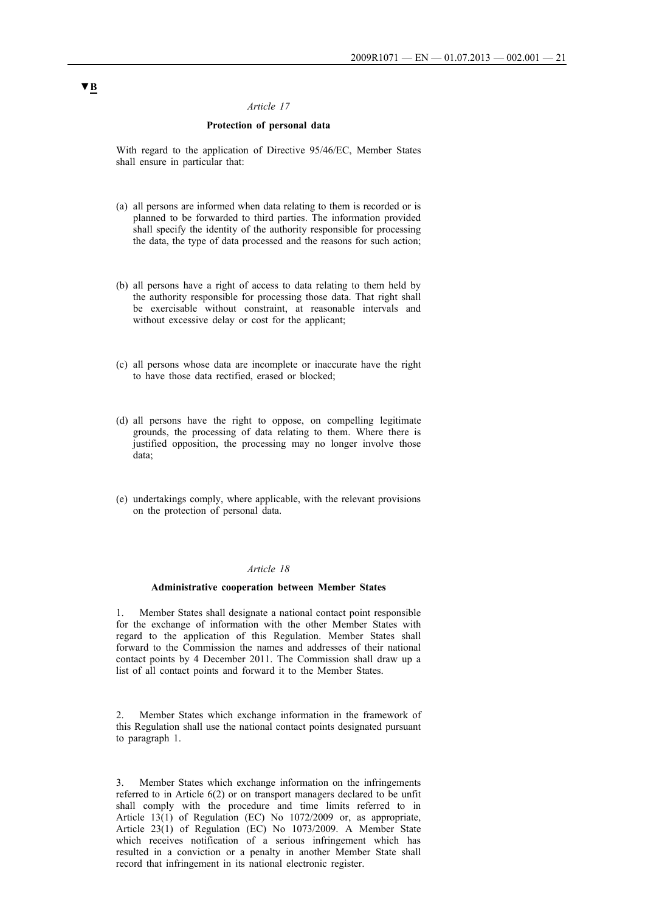▼B

*Article 17*

**Protection of personal data**

With regard to the application of Directive 95/46/EC, Member States shall ensure in particular that:

(a) all persons are informed when data relating to them is recorded or is planned to be forwarded to third parties. The information provided shall specify the identity of the authority responsible for processing the data, the type of data processed and the reasons for such action;

(b) all persons have a right of access to data relating to them held by the authority responsible for processing those data. That right shall be exercisable without constraint, at reasonable intervals and without excessive delay or cost for the applicant;

(c) all persons whose data are incomplete or inaccurate have the right to have those data rectified, erased or blocked;

(d) all persons have the right to oppose, on compelling legitimate grounds, the processing of data relating to them. Where there is justified opposition, the processing may no longer involve those data;

(e) undertakings comply, where applicable, with the relevant provisions on the protection of personal data.

*Article 18*

**Administrative cooperation between Member States**

1. Member States shall designate a national contact point responsible for the exchange of information with the other Member States with regard to the application of this Regulation. Member States shall forward to the Commission the names and addresses of their national contact points by 4 December 2011. The Commission shall draw up a list of all contact points and forward it to the Member States.

2. Member States which exchange information in the framework of this Regulation shall use the national contact points designated pursuant to paragraph 1.

3. Member States which exchange information on the infringements referred to in Article 6(2) or on transport managers declared to be unfit shall comply with the procedure and time limits referred to in Article 13(1) of Regulation (EC) No 1072/2009 or, as appropriate, Article 23(1) of Regulation (EC) No 1073/2009. A Member State which receives notification of a serious infringement which has resulted in a conviction or a penalty in another Member State shall record that infringement in its national electronic register.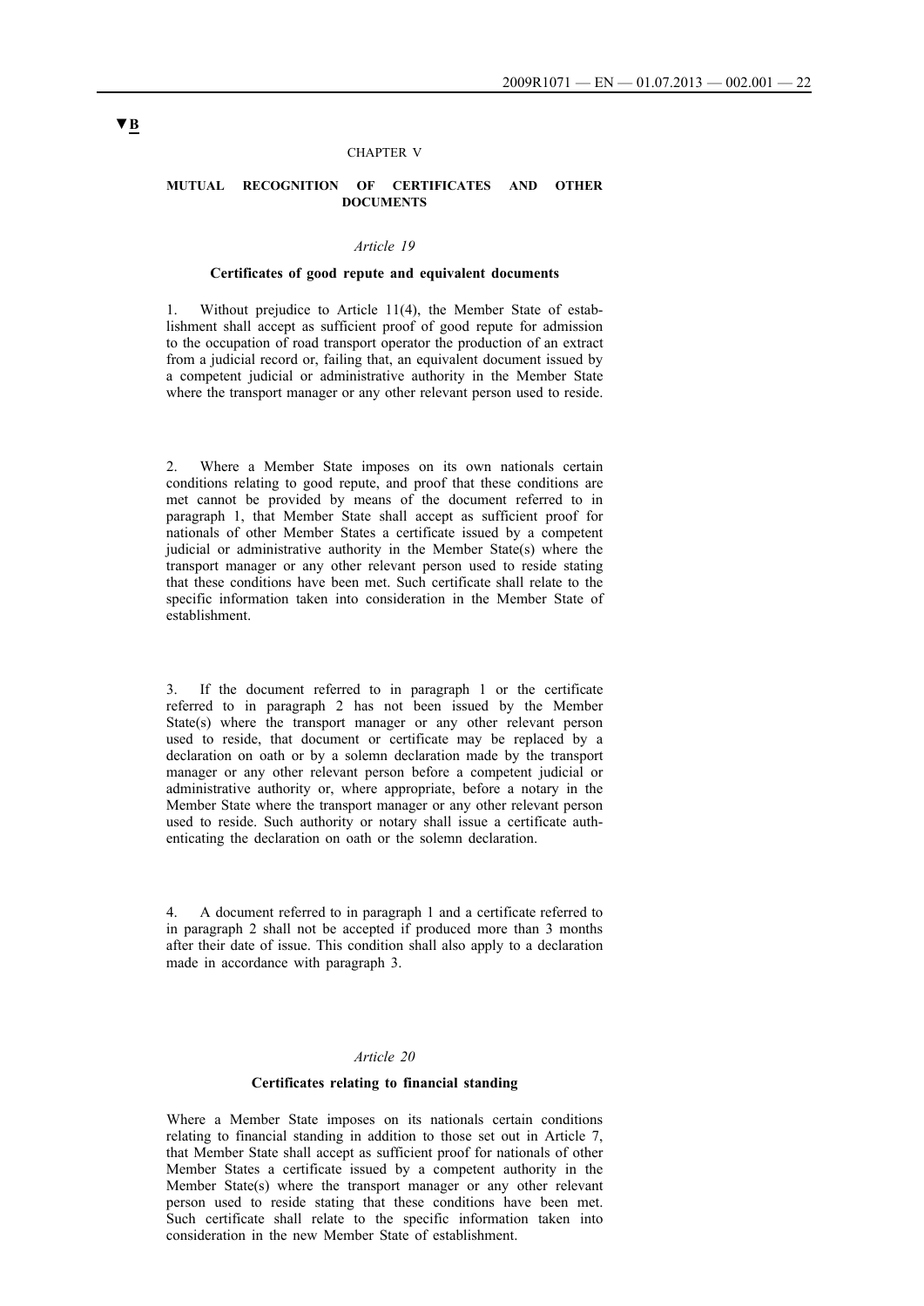▼B

## CHAPTER V

## MUTUAL RECOGNITION OF CERTIFICATES AND OTHER DOCUMENTS

### *Article 19*

### Certificates of good repute and equivalent documents

1. Without prejudice to Article 11(4), the Member State of establishment shall accept as sufficient proof of good repute for admission to the occupation of road transport operator the production of an extract from a judicial record or, failing that, an equivalent document issued by a competent judicial or administrative authority in the Member State where the transport manager or any other relevant person used to reside.

2. Where a Member State imposes on its own nationals certain conditions relating to good repute, and proof that these conditions are met cannot be provided by means of the document referred to in paragraph 1, that Member State shall accept as sufficient proof for nationals of other Member States a certificate issued by a competent judicial or administrative authority in the Member State(s) where the transport manager or any other relevant person used to reside stating that these conditions have been met. Such certificate shall relate to the specific information taken into consideration in the Member State of establishment.

3. If the document referred to in paragraph 1 or the certificate referred to in paragraph 2 has not been issued by the Member State(s) where the transport manager or any other relevant person used to reside, that document or certificate may be replaced by a declaration on oath or by a solemn declaration made by the transport manager or any other relevant person before a competent judicial or administrative authority or, where appropriate, before a notary in the Member State where the transport manager or any other relevant person used to reside. Such authority or notary shall issue a certificate authenticating the declaration on oath or the solemn declaration.

4. A document referred to in paragraph 1 and a certificate referred to in paragraph 2 shall not be accepted if produced more than 3 months after their date of issue. This condition shall also apply to a declaration made in accordance with paragraph 3.

### *Article 20*

### Certificates relating to financial standing

Where a Member State imposes on its nationals certain conditions relating to financial standing in addition to those set out in Article 7, that Member State shall accept as sufficient proof for nationals of other Member States a certificate issued by a competent authority in the Member State(s) where the transport manager or any other relevant person used to reside stating that these conditions have been met. Such certificate shall relate to the specific information taken into consideration in the new Member State of establishment.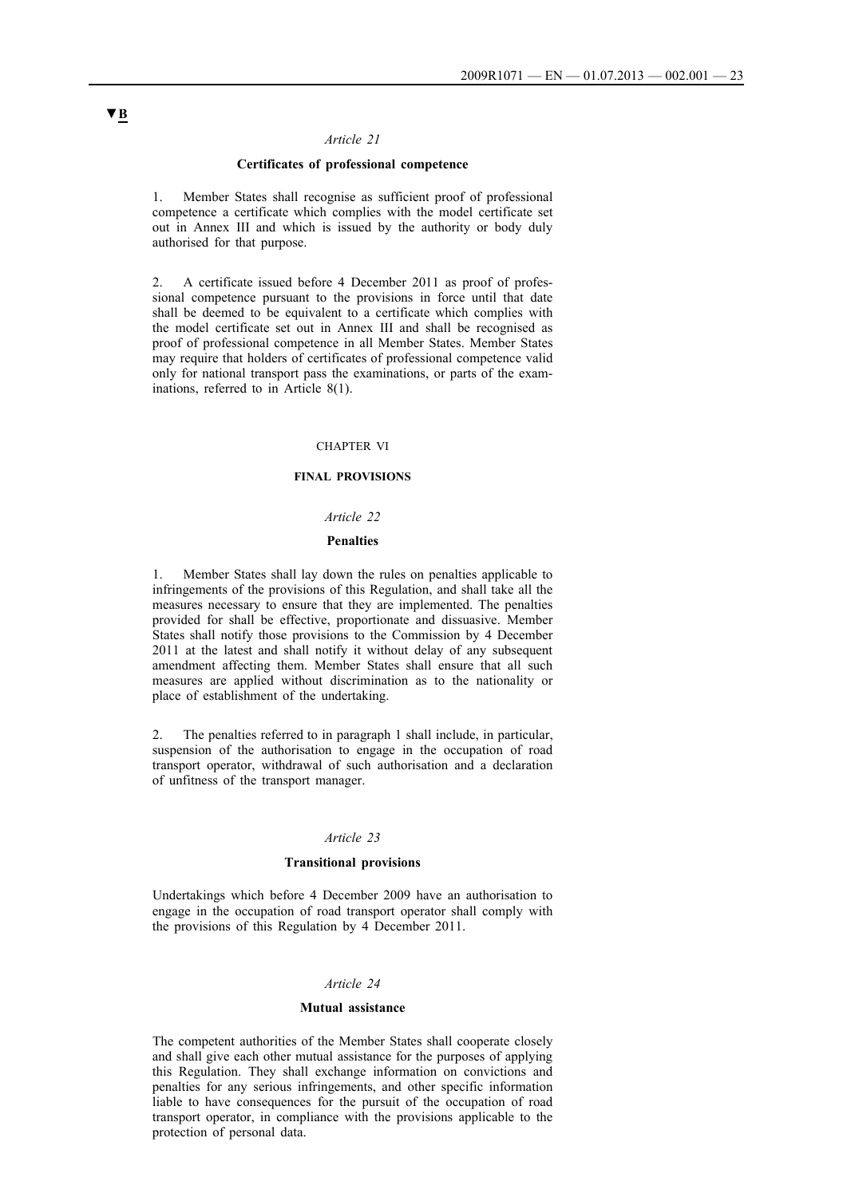▼B

*Article 21*

**Certificates of professional competence**

1. Member States shall recognise as sufficient proof of professional competence a certificate which complies with the model certificate set out in Annex III and which is issued by the authority or body duly authorised for that purpose.

2. A certificate issued before 4 December 2011 as proof of professional competence pursuant to the provisions in force until that date shall be deemed to be equivalent to a certificate which complies with the model certificate set out in Annex III and shall be recognised as proof of professional competence in all Member States. Member States may require that holders of certificates of professional competence valid only for national transport pass the examinations, or parts of the examinations, referred to in Article 8(1).

CHAPTER VI

**FINAL PROVISIONS**

*Article 22*

**Penalties**

1. Member States shall lay down the rules on penalties applicable to infringements of the provisions of this Regulation, and shall take all the measures necessary to ensure that they are implemented. The penalties provided for shall be effective, proportionate and dissuasive. Member States shall notify those provisions to the Commission by 4 December 2011 at the latest and shall notify it without delay of any subsequent amendment affecting them. Member States shall ensure that all such measures are applied without discrimination as to the nationality or place of establishment of the undertaking.

2. The penalties referred to in paragraph 1 shall include, in particular, suspension of the authorisation to engage in the occupation of road transport operator, withdrawal of such authorisation and a declaration of unfitness of the transport manager.

*Article 23*

**Transitional provisions**

Undertakings which before 4 December 2009 have an authorisation to engage in the occupation of road transport operator shall comply with the provisions of this Regulation by 4 December 2011.

*Article 24*

**Mutual assistance**

The competent authorities of the Member States shall cooperate closely and shall give each other mutual assistance for the purposes of applying this Regulation. They shall exchange information on convictions and penalties for any serious infringements, and other specific information liable to have consequences for the pursuit of the occupation of road transport operator, in compliance with the provisions applicable to the protection of personal data.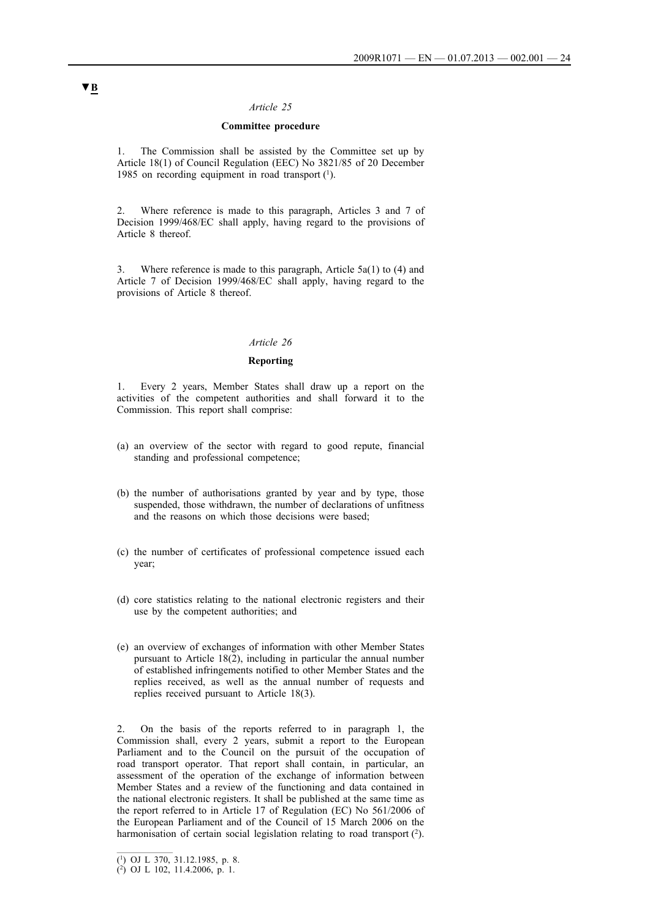▼B

*Article 25*

**Committee procedure**

1. The Commission shall be assisted by the Committee set up by Article 18(1) of Council Regulation (EEC) No 3821/85 of 20 December 1985 on recording equipment in road transport [1].

2. Where reference is made to this paragraph, Articles 3 and 7 of Decision 1999/468/EC shall apply, having regard to the provisions of Article 8 thereof.

3. Where reference is made to this paragraph, Article 5a(1) to (4) and Article 7 of Decision 1999/468/EC shall apply, having regard to the provisions of Article 8 thereof.

*Article 26*

**Reporting**

1. Every 2 years, Member States shall draw up a report on the activities of the competent authorities and shall forward it to the Commission. This report shall comprise:

(a) an overview of the sector with regard to good repute, financial standing and professional competence;

(b) the number of authorisations granted by year and by type, those suspended, those withdrawn, the number of declarations of unfitness and the reasons on which those decisions were based;

(c) the number of certificates of professional competence issued each year;

(d) core statistics relating to the national electronic registers and their use by the competent authorities; and

(e) an overview of exchanges of information with other Member States pursuant to Article 18(2), including in particular the annual number of established infringements notified to other Member States and the replies received, as well as the annual number of requests and replies received pursuant to Article 18(3).

2. On the basis of the reports referred to in paragraph 1, the Commission shall, every 2 years, submit a report to the European Parliament and to the Council on the pursuit of the occupation of road transport operator. That report shall contain, in particular, an assessment of the operation of the exchange of information between Member States and a review of the functioning and data contained in the national electronic registers. It shall be published at the same time as the report referred to in Article 17 of Regulation (EC) No 561/2006 of the European Parliament and of the Council of 15 March 2006 on the harmonisation of certain social legislation relating to road transport [2].

---

[1] OJ L 370, 31.12.1985, p. 8.

[2] OJ L 102, 11.4.2006, p. 1.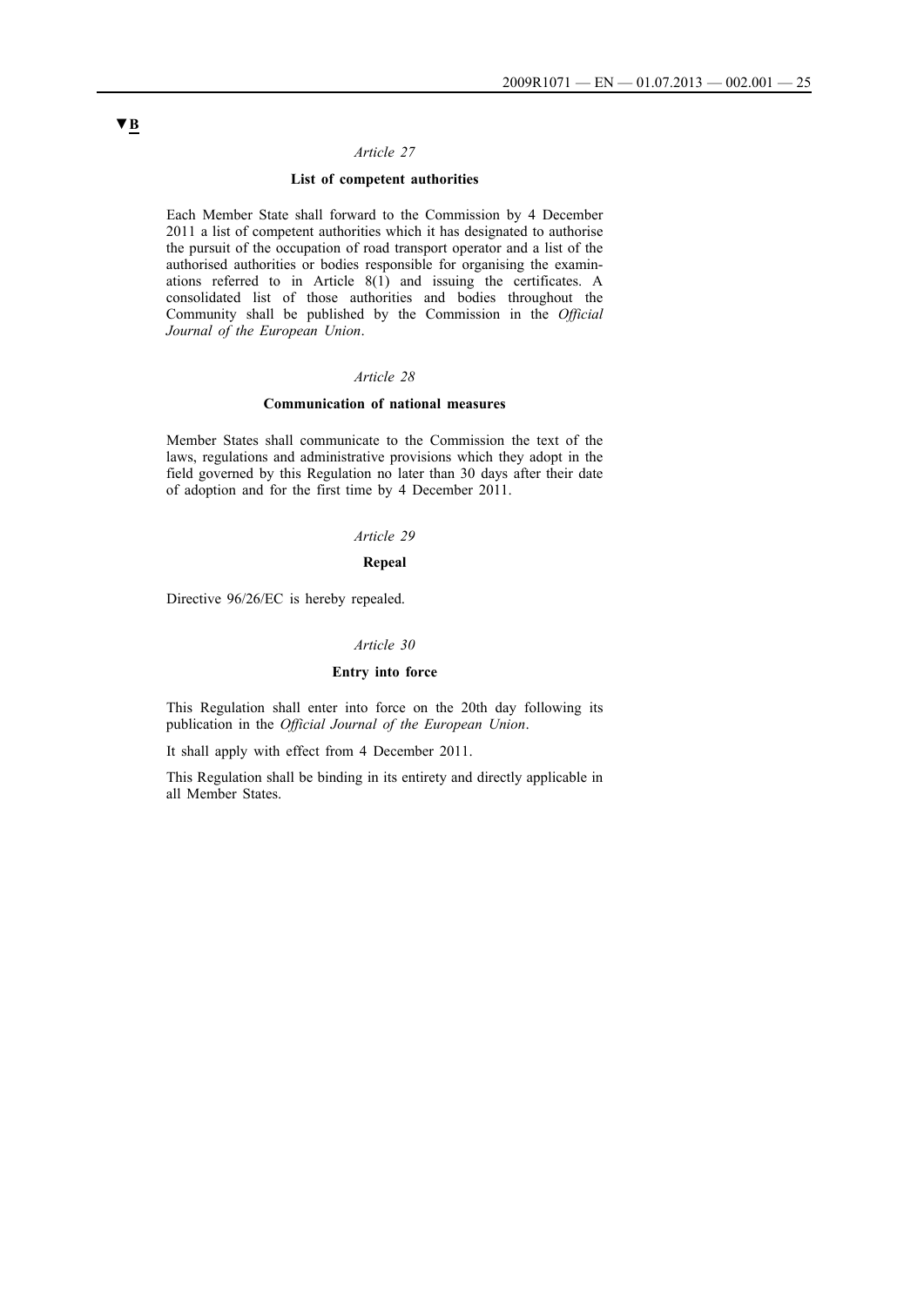▼B

*Article 27*

**List of competent authorities**

Each Member State shall forward to the Commission by 4 December 2011 a list of competent authorities which it has designated to authorise the pursuit of the occupation of road transport operator and a list of the authorised authorities or bodies responsible for organising the examinations referred to in Article 8(1) and issuing the certificates. A consolidated list of those authorities and bodies throughout the Community shall be published by the Commission in the *Official Journal of the European Union*.

*Article 28*

**Communication of national measures**

Member States shall communicate to the Commission the text of the laws, regulations and administrative provisions which they adopt in the field governed by this Regulation no later than 30 days after their date of adoption and for the first time by 4 December 2011.

*Article 29*

**Repeal**

Directive 96/26/EC is hereby repealed.

*Article 30*

**Entry into force**

This Regulation shall enter into force on the 20th day following its publication in the *Official Journal of the European Union*.

It shall apply with effect from 4 December 2011.

This Regulation shall be binding in its entirety and directly applicable in all Member States.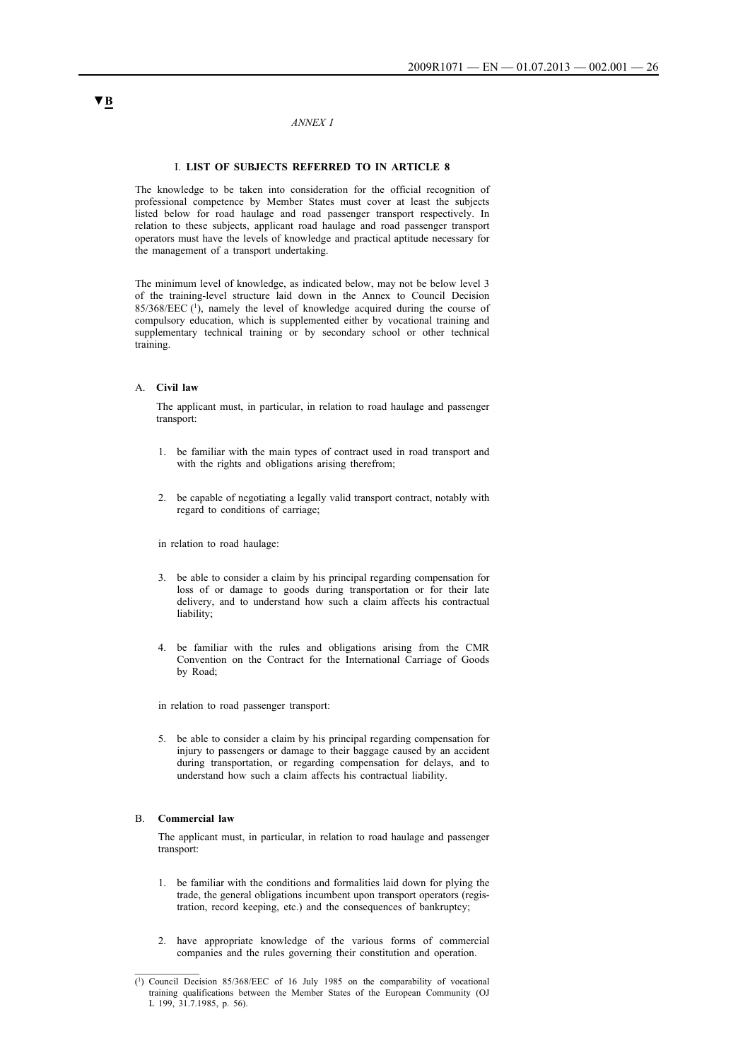▼B

*ANNEX I*

## I. LIST OF SUBJECTS REFERRED TO IN ARTICLE 8

The knowledge to be taken into consideration for the official recognition of professional competence by Member States must cover at least the subjects listed below for road haulage and road passenger transport respectively. In relation to these subjects, applicant road haulage and road passenger transport operators must have the levels of knowledge and practical aptitude necessary for the management of a transport undertaking.

The minimum level of knowledge, as indicated below, may not be below level 3 of the training-level structure laid down in the Annex to Council Decision 85/368/EEC [1], namely the level of knowledge acquired during the course of compulsory education, which is supplemented either by vocational training and supplementary technical training or by secondary school or other technical training.

### A. Civil law

The applicant must, in particular, in relation to road haulage and passenger transport:

1. be familiar with the main types of contract used in road transport and with the rights and obligations arising therefrom;

2. be capable of negotiating a legally valid transport contract, notably with regard to conditions of carriage;

in relation to road haulage:

3. be able to consider a claim by his principal regarding compensation for loss of or damage to goods during transportation or for their late delivery, and to understand how such a claim affects his contractual liability;

4. be familiar with the rules and obligations arising from the CMR Convention on the Contract for the International Carriage of Goods by Road;

in relation to road passenger transport:

5. be able to consider a claim by his principal regarding compensation for injury to passengers or damage to their baggage caused by an accident during transportation, or regarding compensation for delays, and to understand how such a claim affects his contractual liability.

### B. Commercial law

The applicant must, in particular, in relation to road haulage and passenger transport:

1. be familiar with the conditions and formalities laid down for plying the trade, the general obligations incumbent upon transport operators (registration, record keeping, etc.) and the consequences of bankruptcy;

2. have appropriate knowledge of the various forms of commercial companies and the rules governing their constitution and operation.

---

[1] Council Decision 85/368/EEC of 16 July 1985 on the comparability of vocational training qualifications between the Member States of the European Community (OJ L 199, 31.7.1985, p. 56).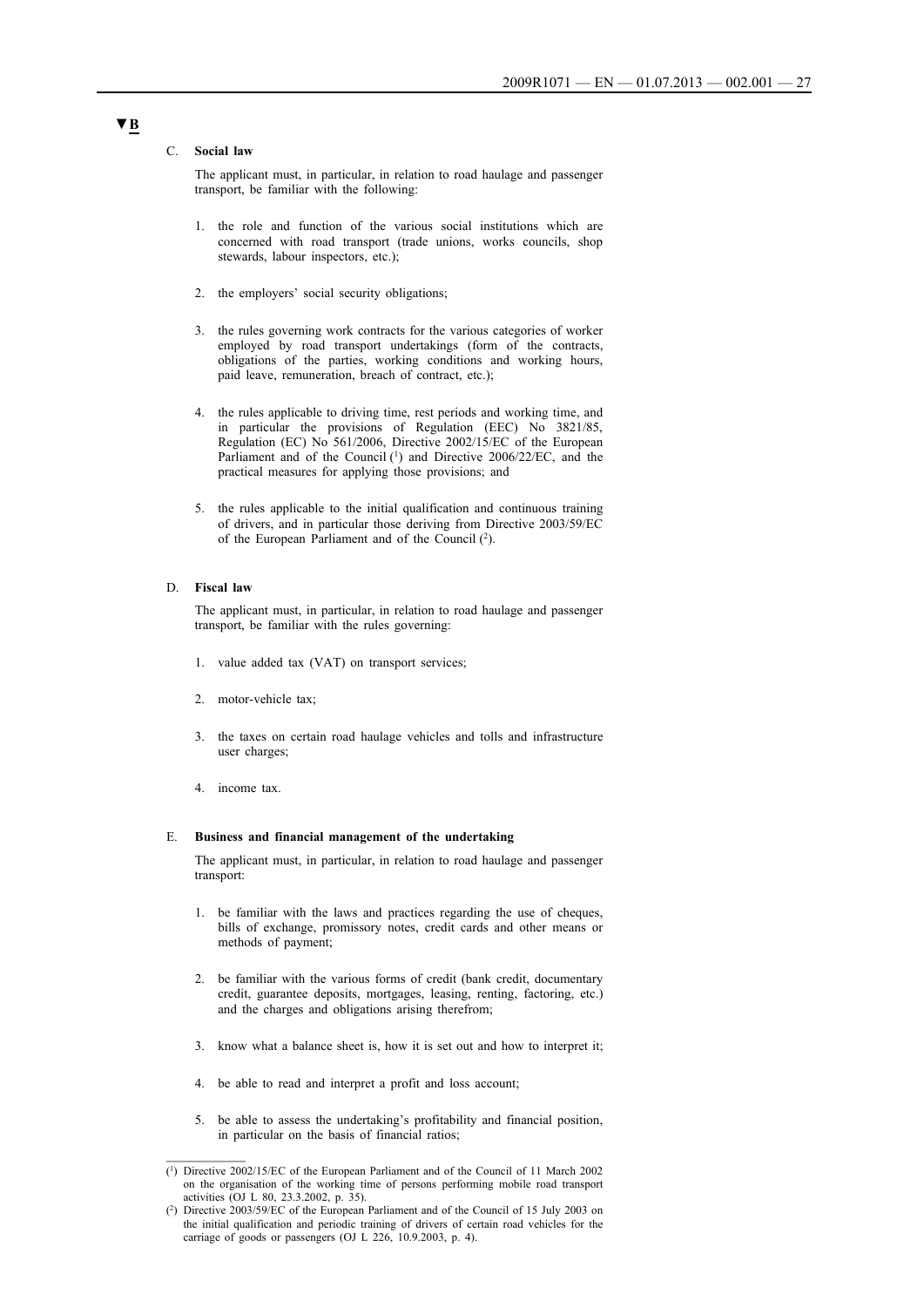▼B

C. **Social law**

The applicant must, in particular, in relation to road haulage and passenger transport, be familiar with the following:

1. the role and function of the various social institutions which are concerned with road transport (trade unions, works councils, shop stewards, labour inspectors, etc.);

2. the employers' social security obligations;

3. the rules governing work contracts for the various categories of worker employed by road transport undertakings (form of the contracts, obligations of the parties, working conditions and working hours, paid leave, remuneration, breach of contract, etc.);

4. the rules applicable to driving time, rest periods and working time, and in particular the provisions of Regulation (EEC) No 3821/85, Regulation (EC) No 561/2006, Directive 2002/15/EC of the European Parliament and of the Council [1] and Directive 2006/22/EC, and the practical measures for applying those provisions; and

5. the rules applicable to the initial qualification and continuous training of drivers, and in particular those deriving from Directive 2003/59/EC of the European Parliament and of the Council [2].

D. **Fiscal law**

The applicant must, in particular, in relation to road haulage and passenger transport, be familiar with the rules governing:

1. value added tax (VAT) on transport services;

2. motor-vehicle tax;

3. the taxes on certain road haulage vehicles and tolls and infrastructure user charges;

4. income tax.

E. **Business and financial management of the undertaking**

The applicant must, in particular, in relation to road haulage and passenger transport:

1. be familiar with the laws and practices regarding the use of cheques, bills of exchange, promissory notes, credit cards and other means or methods of payment;

2. be familiar with the various forms of credit (bank credit, documentary credit, guarantee deposits, mortgages, leasing, renting, factoring, etc.) and the charges and obligations arising therefrom;

3. know what a balance sheet is, how it is set out and how to interpret it;

4. be able to read and interpret a profit and loss account;

5. be able to assess the undertaking's profitability and financial position, in particular on the basis of financial ratios;

---

(1) Directive 2002/15/EC of the European Parliament and of the Council of 11 March 2002 on the organisation of the working time of persons performing mobile road transport activities (OJ L 80, 23.3.2002, p. 35).

(2) Directive 2003/59/EC of the European Parliament and of the Council of 15 July 2003 on the initial qualification and periodic training of drivers of certain road vehicles for the carriage of goods or passengers (OJ L 226, 10.9.2003, p. 4).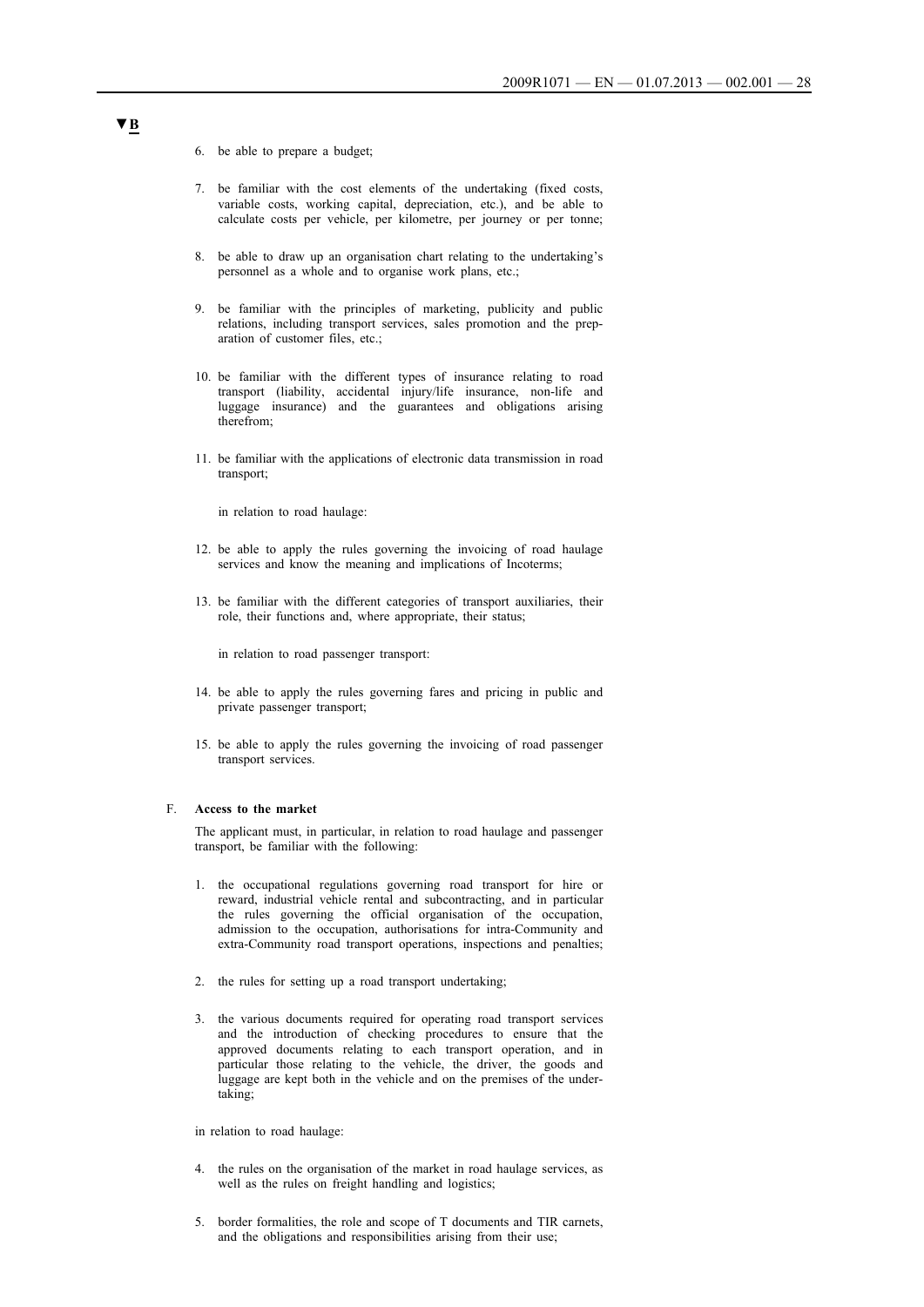▼B

6. be able to prepare a budget;

7. be familiar with the cost elements of the undertaking (fixed costs, variable costs, working capital, depreciation, etc.), and be able to calculate costs per vehicle, per kilometre, per journey or per tonne;

8. be able to draw up an organisation chart relating to the undertaking's personnel as a whole and to organise work plans, etc.;

9. be familiar with the principles of marketing, publicity and public relations, including transport services, sales promotion and the preparation of customer files, etc.;

10. be familiar with the different types of insurance relating to road transport (liability, accidental injury/life insurance, non-life and luggage insurance) and the guarantees and obligations arising therefrom;

11. be familiar with the applications of electronic data transmission in road transport;

in relation to road haulage:

12. be able to apply the rules governing the invoicing of road haulage services and know the meaning and implications of Incoterms;

13. be familiar with the different categories of transport auxiliaries, their role, their functions and, where appropriate, their status;

in relation to road passenger transport:

14. be able to apply the rules governing fares and pricing in public and private passenger transport;

15. be able to apply the rules governing the invoicing of road passenger transport services.

F. **Access to the market**

The applicant must, in particular, in relation to road haulage and passenger transport, be familiar with the following:

1. the occupational regulations governing road transport for hire or reward, industrial vehicle rental and subcontracting, and in particular the rules governing the official organisation of the occupation, admission to the occupation, authorisations for intra-Community and extra-Community road transport operations, inspections and penalties;

2. the rules for setting up a road transport undertaking;

3. the various documents required for operating road transport services and the introduction of checking procedures to ensure that the approved documents relating to each transport operation, and in particular those relating to the vehicle, the driver, the goods and luggage are kept both in the vehicle and on the premises of the undertaking;

in relation to road haulage:

4. the rules on the organisation of the market in road haulage services, as well as the rules on freight handling and logistics;

5. border formalities, the role and scope of T documents and TIR carnets, and the obligations and responsibilities arising from their use;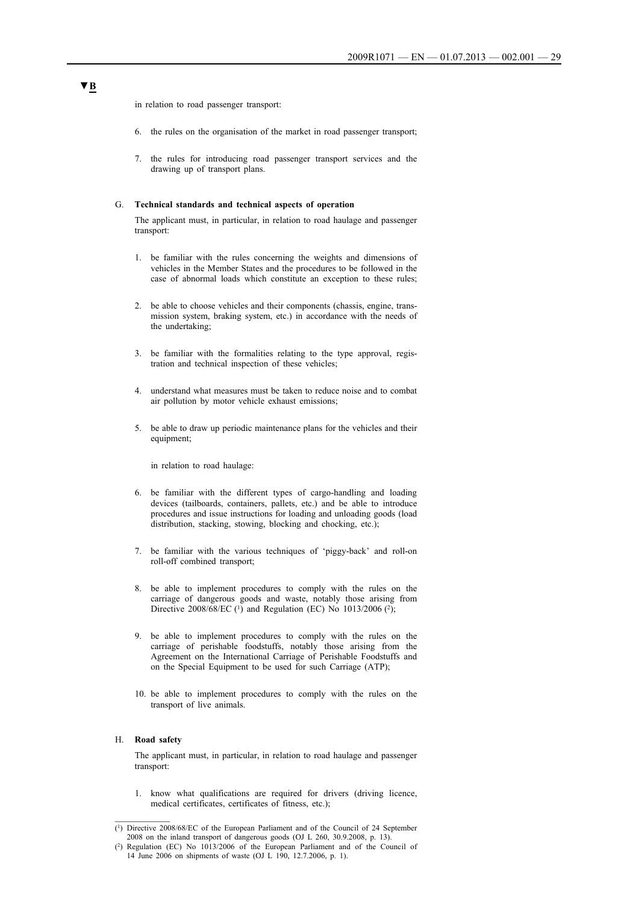**▼B**

in relation to road passenger transport:

6. the rules on the organisation of the market in road passenger transport;

7. the rules for introducing road passenger transport services and the drawing up of transport plans.

G. **Technical standards and technical aspects of operation**

The applicant must, in particular, in relation to road haulage and passenger transport:

1. be familiar with the rules concerning the weights and dimensions of vehicles in the Member States and the procedures to be followed in the case of abnormal loads which constitute an exception to these rules;

2. be able to choose vehicles and their components (chassis, engine, transmission system, braking system, etc.) in accordance with the needs of the undertaking;

3. be familiar with the formalities relating to the type approval, registration and technical inspection of these vehicles;

4. understand what measures must be taken to reduce noise and to combat air pollution by motor vehicle exhaust emissions;

5. be able to draw up periodic maintenance plans for the vehicles and their equipment;

in relation to road haulage:

6. be familiar with the different types of cargo-handling and loading devices (tailboards, containers, pallets, etc.) and be able to introduce procedures and issue instructions for loading and unloading goods (load distribution, stacking, stowing, blocking and chocking, etc.);

7. be familiar with the various techniques of 'piggy-back' and roll-on roll-off combined transport;

8. be able to implement procedures to comply with the rules on the carriage of dangerous goods and waste, notably those arising from Directive 2008/68/EC [1] and Regulation (EC) No 1013/2006 [2];

9. be able to implement procedures to comply with the rules on the carriage of perishable foodstuffs, notably those arising from the Agreement on the International Carriage of Perishable Foodstuffs and on the Special Equipment to be used for such Carriage (ATP);

10. be able to implement procedures to comply with the rules on the transport of live animals.

H. **Road safety**

The applicant must, in particular, in relation to road haulage and passenger transport:

1. know what qualifications are required for drivers (driving licence, medical certificates, certificates of fitness, etc.);

---

[1] Directive 2008/68/EC of the European Parliament and of the Council of 24 September 2008 on the inland transport of dangerous goods (OJ L 260, 30.9.2008, p. 13).

[2] Regulation (EC) No 1013/2006 of the European Parliament and of the Council of 14 June 2006 on shipments of waste (OJ L 190, 12.7.2006, p. 1).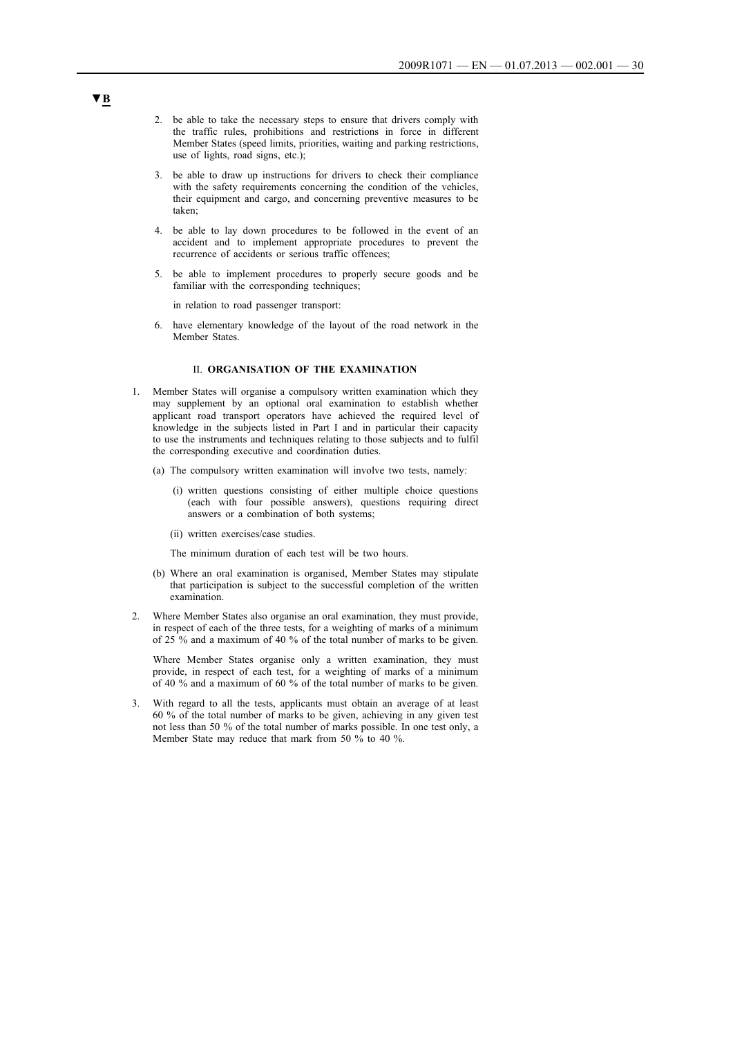▼B

2. be able to take the necessary steps to ensure that drivers comply with the traffic rules, prohibitions and restrictions in force in different Member States (speed limits, priorities, waiting and parking restrictions, use of lights, road signs, etc.);

3. be able to draw up instructions for drivers to check their compliance with the safety requirements concerning the condition of the vehicles, their equipment and cargo, and concerning preventive measures to be taken;

4. be able to lay down procedures to be followed in the event of an accident and to implement appropriate procedures to prevent the recurrence of accidents or serious traffic offences;

5. be able to implement procedures to properly secure goods and be familiar with the corresponding techniques;

in relation to road passenger transport:

6. have elementary knowledge of the layout of the road network in the Member States.

## II. ORGANISATION OF THE EXAMINATION

1. Member States will organise a compulsory written examination which they may supplement by an optional oral examination to establish whether applicant road transport operators have achieved the required level of knowledge in the subjects listed in Part I and in particular their capacity to use the instruments and techniques relating to those subjects and to fulfil the corresponding executive and coordination duties.

   (a) The compulsory written examination will involve two tests, namely:

      (i) written questions consisting of either multiple choice questions (each with four possible answers), questions requiring direct answers or a combination of both systems;

      (ii) written exercises/case studies.

   The minimum duration of each test will be two hours.

   (b) Where an oral examination is organised, Member States may stipulate that participation is subject to the successful completion of the written examination.

2. Where Member States also organise an oral examination, they must provide, in respect of each of the three tests, for a weighting of marks of a minimum of 25 % and a maximum of 40 % of the total number of marks to be given.

   Where Member States organise only a written examination, they must provide, in respect of each test, for a weighting of marks of a minimum of 40 % and a maximum of 60 % of the total number of marks to be given.

3. With regard to all the tests, applicants must obtain an average of at least 60 % of the total number of marks to be given, achieving in any given test not less than 50 % of the total number of marks possible. In one test only, a Member State may reduce that mark from 50 % to 40 %.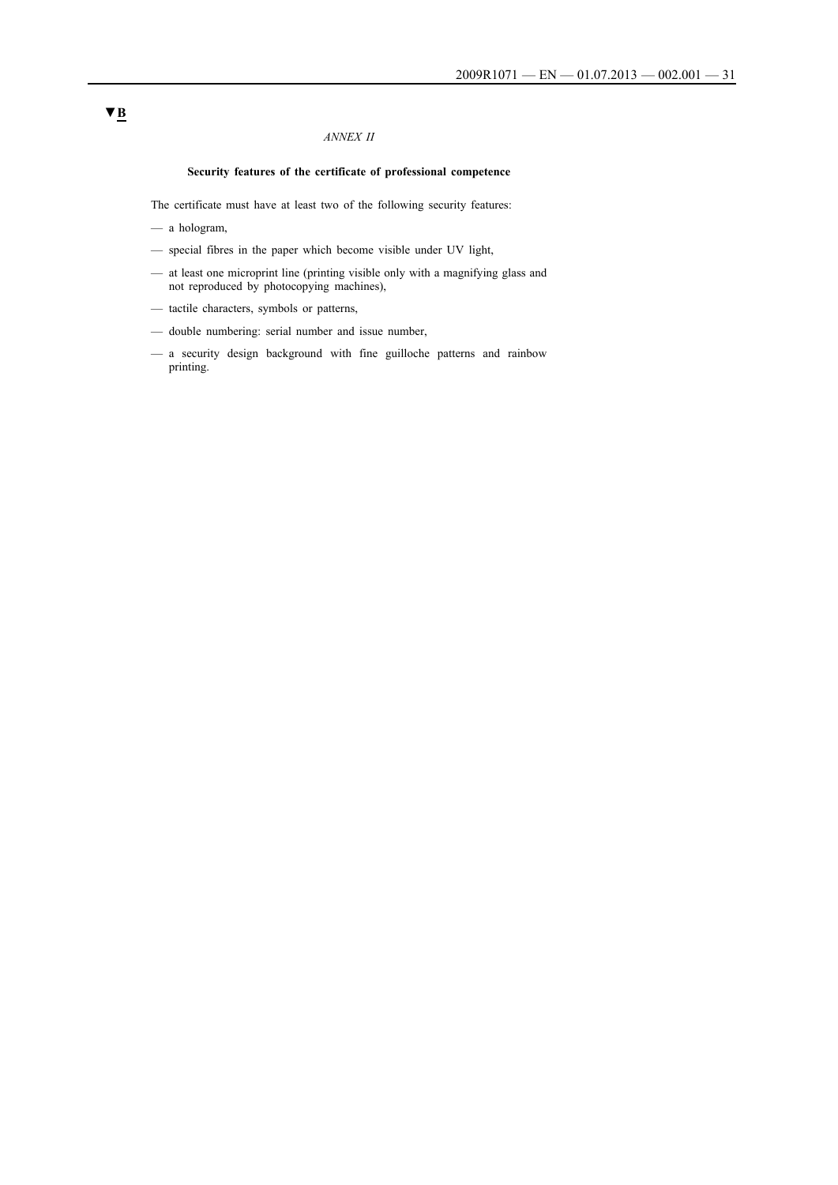▼B

*ANNEX II*

**Security features of the certificate of professional competence**

The certificate must have at least two of the following security features:

- a hologram,
- special fibres in the paper which become visible under UV light,
- at least one microprint line (printing visible only with a magnifying glass and not reproduced by photocopying machines),
- tactile characters, symbols or patterns,
- double numbering: serial number and issue number,
- a security design background with fine guilloche patterns and rainbow printing.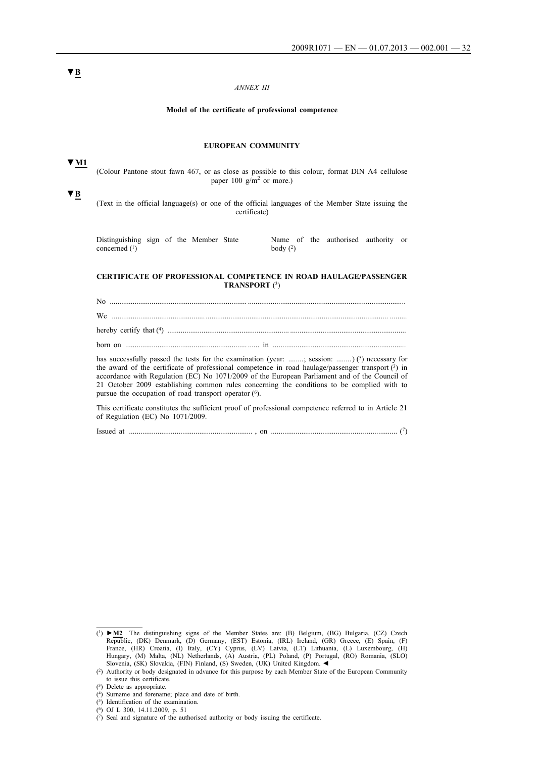▼B

*ANNEX III*

**Model of the certificate of professional competence**

**EUROPEAN COMMUNITY**

▼M1

(Colour Pantone stout fawn 467, or as close as possible to this colour, format DIN A4 cellulose paper 100 g/m² or more.)

▼B

(Text in the official language(s) or one of the official languages of the Member State issuing the certificate)

Distinguishing sign of the Member State concerned [1]

Name of the authorised authority or body [2]

**CERTIFICATE OF PROFESSIONAL COMPETENCE IN ROAD HAULAGE/PASSENGER TRANSPORT** [3]

No ..............................................................................................................................................

We ..............................................................................................................................................

hereby certify that [4] .......................................................................................................................

born on ........................................................................ in .......................................................................

has successfully passed the tests for the examination (year: ........; session: ........) [5] necessary for the award of the certificate of professional competence in road haulage/passenger transport [3] in accordance with Regulation (EC) No 1071/2009 of the European Parliament and of the Council of 21 October 2009 establishing common rules concerning the conditions to be complied with to pursue the occupation of road transport operator [6].

This certificate constitutes the sufficient proof of professional competence referred to in Article 21 of Regulation (EC) No 1071/2009.

Issued at ................................................................. , on ................................................................. [7]

---

[1] ►M2 The distinguishing signs of the Member States are: (B) Belgium, (BG) Bulgaria, (CZ) Czech Republic, (DK) Denmark, (D) Germany, (EST) Estonia, (IRL) Ireland, (GR) Greece, (E) Spain, (F) France, (HR) Croatia, (I) Italy, (CY) Cyprus, (LV) Latvia, (LT) Lithuania, (L) Luxembourg, (H) Hungary, (M) Malta, (NL) Netherlands, (A) Austria, (PL) Poland, (P) Portugal, (RO) Romania, (SLO) Slovenia, (SK) Slovakia, (FIN) Finland, (S) Sweden, (UK) United Kingdom. ◄

[2] Authority or body designated in advance for this purpose by each Member State of the European Community to issue this certificate.

[3] Delete as appropriate.

[4] Surname and forename; place and date of birth.

[5] Identification of the examination.

[6] OJ L 300, 14.11.2009, p. 51

[7] Seal and signature of the authorised authority or body issuing the certificate.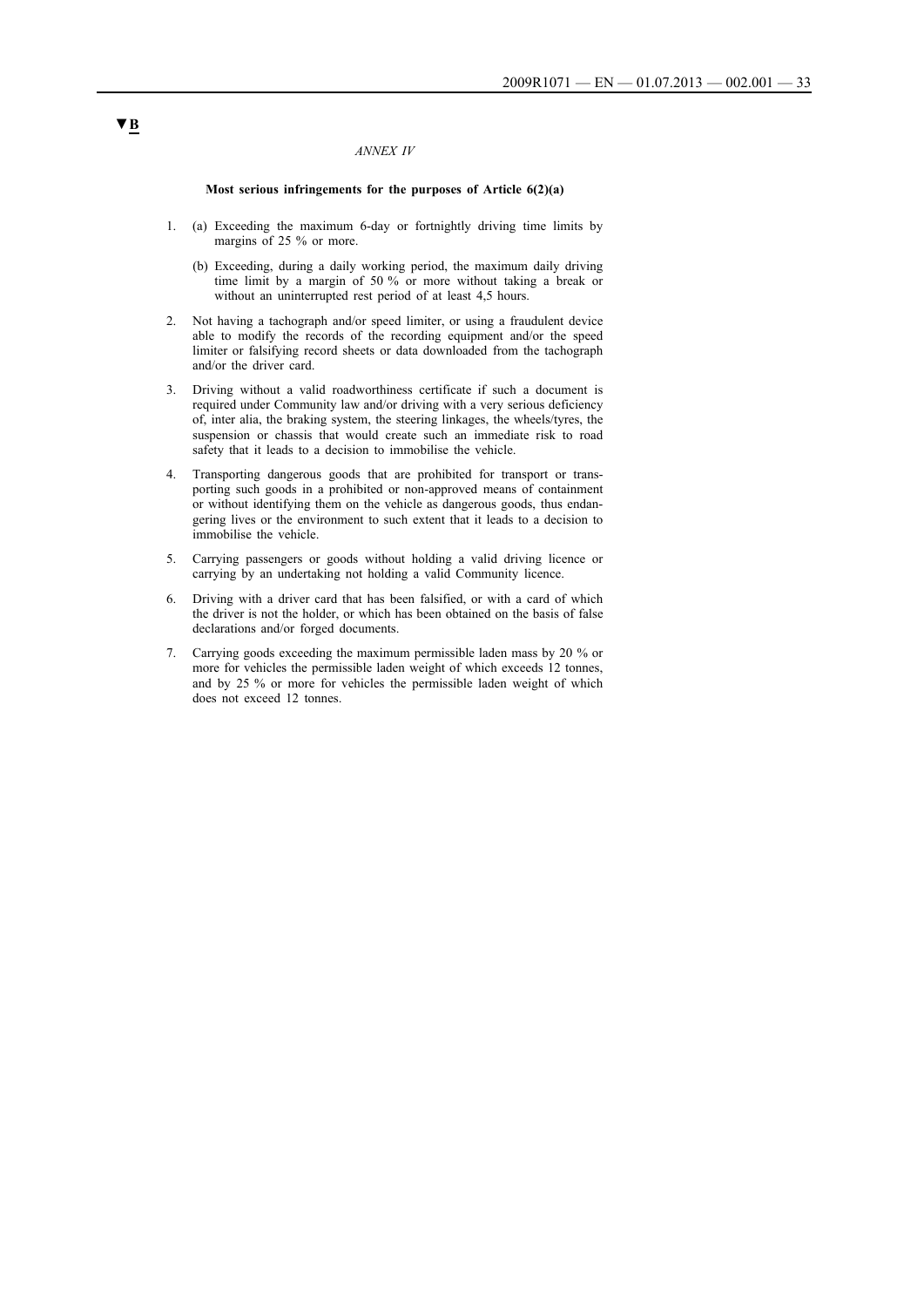▼B

*ANNEX IV*

**Most serious infringements for the purposes of Article 6(2)(a)**

1. (a) Exceeding the maximum 6-day or fortnightly driving time limits by margins of 25 % or more.

   (b) Exceeding, during a daily working period, the maximum daily driving time limit by a margin of 50 % or more without taking a break or without an uninterrupted rest period of at least 4,5 hours.

2. Not having a tachograph and/or speed limiter, or using a fraudulent device able to modify the records of the recording equipment and/or the speed limiter or falsifying record sheets or data downloaded from the tachograph and/or the driver card.

3. Driving without a valid roadworthiness certificate if such a document is required under Community law and/or driving with a very serious deficiency of, inter alia, the braking system, the steering linkages, the wheels/tyres, the suspension or chassis that would create such an immediate risk to road safety that it leads to a decision to immobilise the vehicle.

4. Transporting dangerous goods that are prohibited for transport or transporting such goods in a prohibited or non-approved means of containment or without identifying them on the vehicle as dangerous goods, thus endangering lives or the environment to such extent that it leads to a decision to immobilise the vehicle.

5. Carrying passengers or goods without holding a valid driving licence or carrying by an undertaking not holding a valid Community licence.

6. Driving with a driver card that has been falsified, or with a card of which the driver is not the holder, or which has been obtained on the basis of false declarations and/or forged documents.

7. Carrying goods exceeding the maximum permissible laden mass by 20 % or more for vehicles the permissible laden weight of which exceeds 12 tonnes, and by 25 % or more for vehicles the permissible laden weight of which does not exceed 12 tonnes.